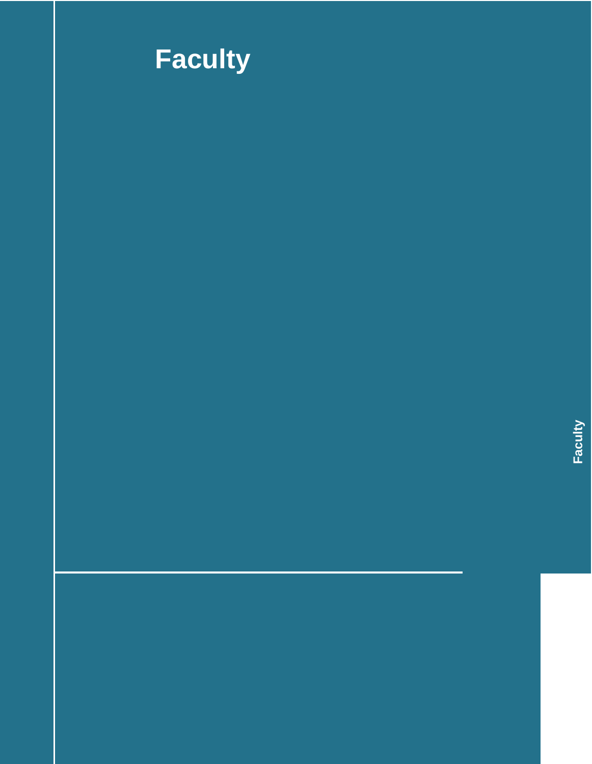# Faculty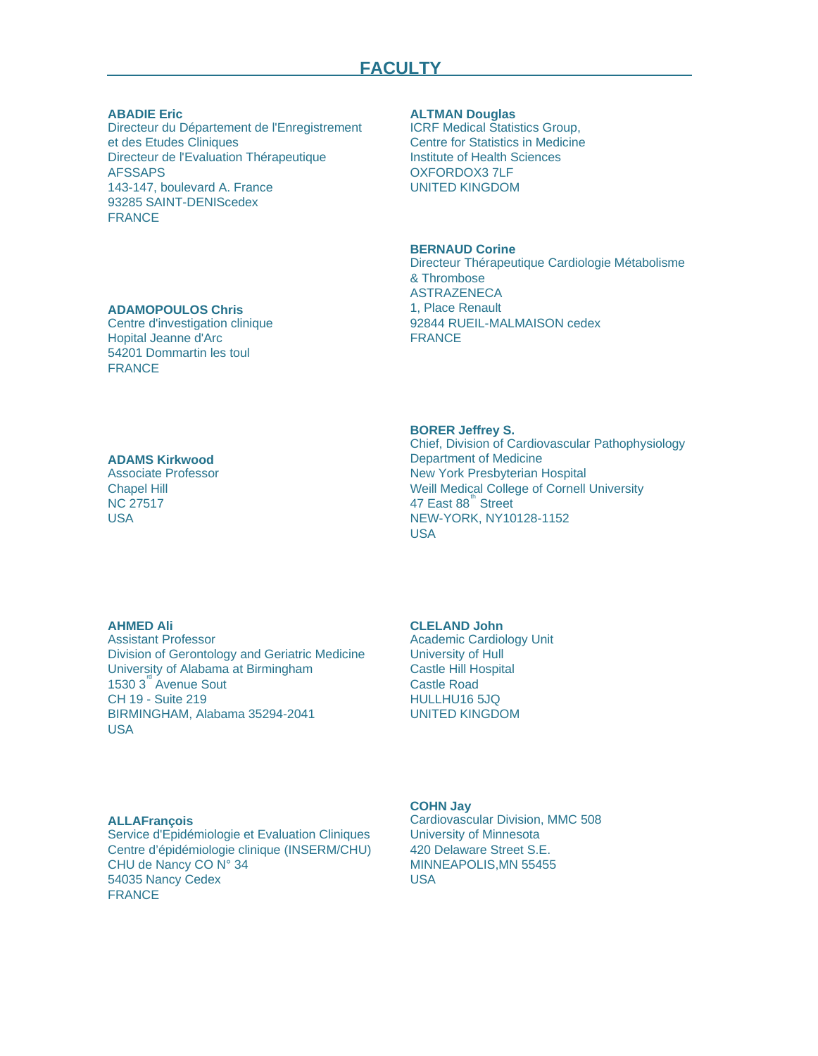# FACULTY

**ABADIE Eric**
Directeur du Département de l'Enregistrement et des Etudes Cliniques
Directeur de l'Evaluation Thérapeutique
AFSSAPS
143-147, boulevard A. France
93285 SAINT-DENIScedex
FRANCE

**ADAMOPOULOS Chris**
Centre d'investigation clinique
Hopital Jeanne d'Arc
54201 Dommartin les toul
FRANCE

**ADAMS Kirkwood**
Associate Professor
Chapel Hill
NC 27517
USA

**AHMED Ali**
Assistant Professor
Division of Gerontology and Geriatric Medicine
University of Alabama at Birmingham
1530 3rd Avenue Sout
CH 19 - Suite 219
BIRMINGHAM, Alabama 35294-2041
USA

**ALLAFrançois**
Service d'Epidémiologie et Evaluation Cliniques
Centre d'épidémiologie clinique (INSERM/CHU)
CHU de Nancy CO N° 34
54035 Nancy Cedex
FRANCE

**ALTMAN Douglas**
ICRF Medical Statistics Group,
Centre for Statistics in Medicine
Institute of Health Sciences
OXFORDOX3 7LF
UNITED KINGDOM

**BERNAUD Corine**
Directeur Thérapeutique Cardiologie Métabolisme & Thrombose
ASTRAZENECA
1, Place Renault
92844 RUEIL-MALMAISON cedex
FRANCE

**BORER Jeffrey S.**
Chief, Division of Cardiovascular Pathophysiology
Department of Medicine
New York Presbyterian Hospital
Weill Medical College of Cornell University
47 East 88th Street
NEW-YORK, NY10128-1152
USA

**CLELAND John**
Academic Cardiology Unit
University of Hull
Castle Hill Hospital
Castle Road
HULLHU16 5JQ
UNITED KINGDOM

**COHN Jay**
Cardiovascular Division, MMC 508
University of Minnesota
420 Delaware Street S.E.
MINNEAPOLIS,MN 55455
USA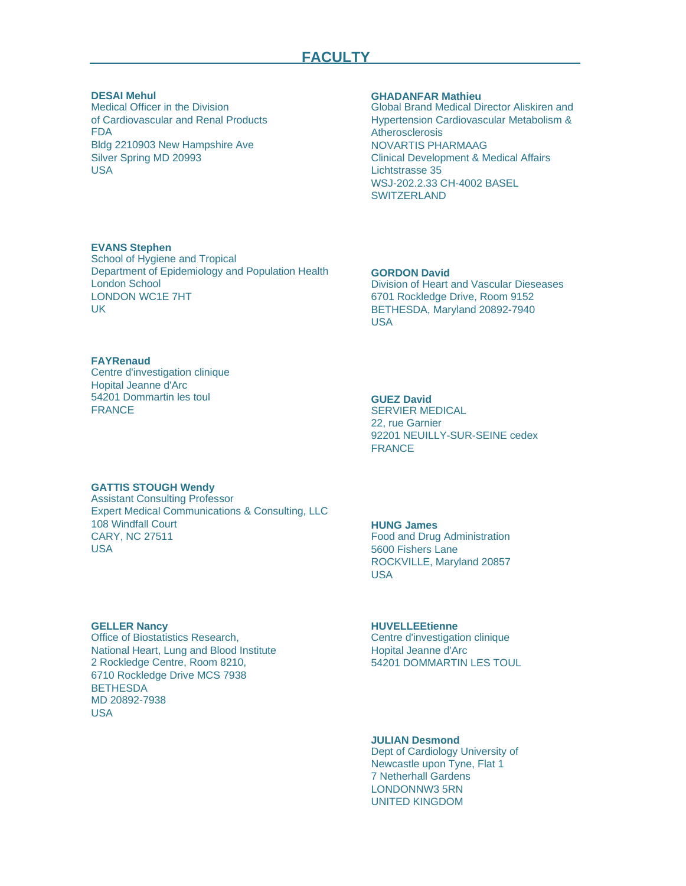# FACULTY

**DESAI Mehul**
Medical Officer in the Division
of Cardiovascular and Renal Products
FDA
Bldg 2210903 New Hampshire Ave
Silver Spring MD 20993
USA

**EVANS Stephen**
School of Hygiene and Tropical
Department of Epidemiology and Population Health
London School
LONDON WC1E 7HT
UK

**FAYRenaud**
Centre d'investigation clinique
Hopital Jeanne d'Arc
54201 Dommartin les toul
FRANCE

**GATTIS STOUGH Wendy**
Assistant Consulting Professor
Expert Medical Communications & Consulting, LLC
108 Windfall Court
CARY, NC 27511
USA

**GELLER Nancy**
Office of Biostatistics Research,
National Heart, Lung and Blood Institute
2 Rockledge Centre, Room 8210,
6710 Rockledge Drive MCS 7938
BETHESDA
MD 20892-7938
USA

**GHADANFAR Mathieu**
Global Brand Medical Director Aliskiren and
Hypertension Cardiovascular Metabolism &
Atherosclerosis
NOVARTIS PHARMAAG
Clinical Development & Medical Affairs
Lichtstrasse 35
WSJ-202.2.33 CH-4002 BASEL
SWITZERLAND

**GORDON David**
Division of Heart and Vascular Dieseases
6701 Rockledge Drive, Room 9152
BETHESDA, Maryland 20892-7940
USA

**GUEZ David**
SERVIER MEDICAL
22, rue Garnier
92201 NEUILLY-SUR-SEINE cedex
FRANCE

**HUNG James**
Food and Drug Administration
5600 Fishers Lane
ROCKVILLE, Maryland 20857
USA

**HUVELLEEtienne**
Centre d'investigation clinique
Hopital Jeanne d'Arc
54201 DOMMARTIN LES TOUL

**JULIAN Desmond**
Dept of Cardiology University of
Newcastle upon Tyne, Flat 1
7 Netherhall Gardens
LONDONNW3 5RN
UNITED KINGDOM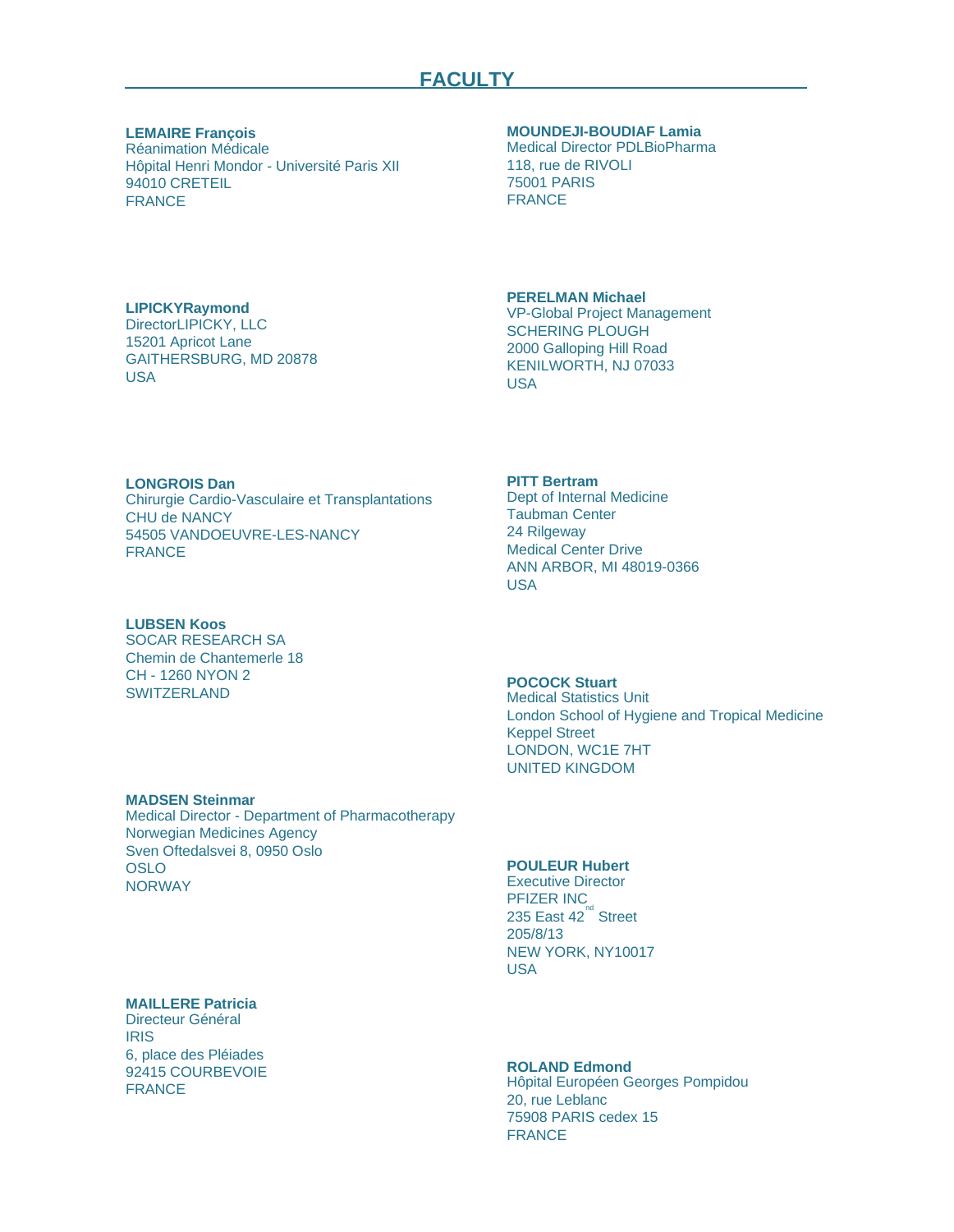## FACULTY

**LEMAIRE François**
Réanimation Médicale
Hôpital Henri Mondor - Université Paris XII
94010 CRETEIL
FRANCE

**LIPICKYRaymond**
DirectorLIPICKY, LLC
15201 Apricot Lane
GAITHERSBURG, MD 20878
USA

**LONGROIS Dan**
Chirurgie Cardio-Vasculaire et Transplantations
CHU de NANCY
54505 VANDOEUVRE-LES-NANCY
FRANCE

**LUBSEN Koos**
SOCAR RESEARCH SA
Chemin de Chantemerle 18
CH - 1260 NYON 2
SWITZERLAND

**MADSEN Steinmar**
Medical Director - Department of Pharmacotherapy
Norwegian Medicines Agency
Sven Oftedalsvei 8, 0950 Oslo
OSLO
NORWAY

**MAILLERE Patricia**
Directeur Général
IRIS
6, place des Pléiades
92415 COURBEVOIE
FRANCE

**MOUNDEJI-BOUDIAF Lamia**
Medical Director PDLBioPharma
118, rue de RIVOLI
75001 PARIS
FRANCE

**PERELMAN Michael**
VP-Global Project Management
SCHERING PLOUGH
2000 Galloping Hill Road
KENILWORTH, NJ 07033
USA

**PITT Bertram**
Dept of Internal Medicine
Taubman Center
24 Rilgeway
Medical Center Drive
ANN ARBOR, MI 48019-0366
USA

**POCOCK Stuart**
Medical Statistics Unit
London School of Hygiene and Tropical Medicine
Keppel Street
LONDON, WC1E 7HT
UNITED KINGDOM

**POULEUR Hubert**
Executive Director
PFIZER INC
235 East 42[nd] Street
205/8/13
NEW YORK, NY10017
USA

**ROLAND Edmond**
Hôpital Européen Georges Pompidou
20, rue Leblanc
75908 PARIS cedex 15
FRANCE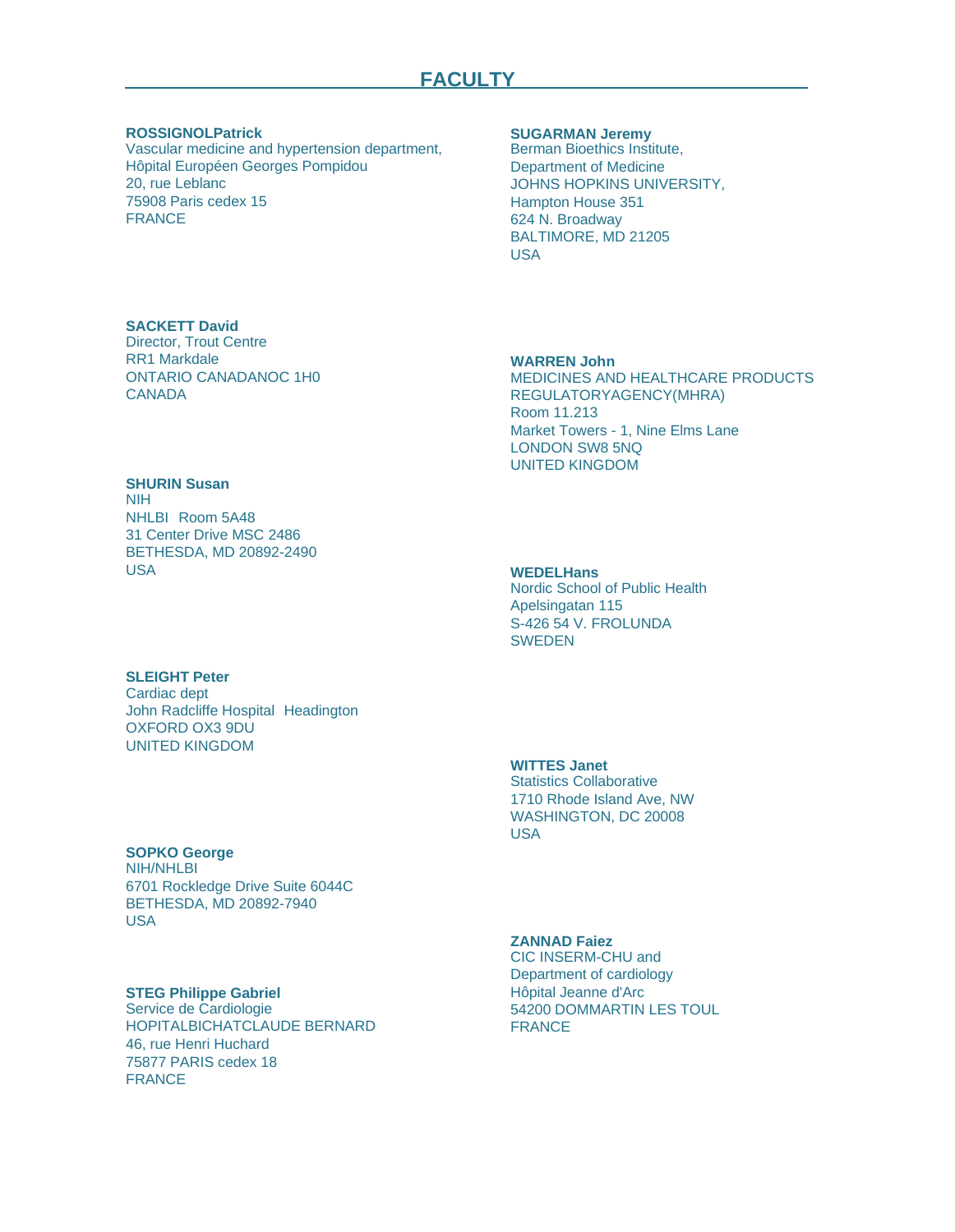# FACULTY

**ROSSIGNOLPatrick**
Vascular medicine and hypertension department,
Hôpital Européen Georges Pompidou
20, rue Leblanc
75908 Paris cedex 15
FRANCE

**SACKETT David**
Director, Trout Centre
RR1 Markdale
ONTARIO CANADANOC 1H0
CANADA

**SHURIN Susan**
NIH
NHLBI Room 5A48
31 Center Drive MSC 2486
BETHESDA, MD 20892-2490
USA

**SLEIGHT Peter**
Cardiac dept
John Radcliffe Hospital Headington
OXFORD OX3 9DU
UNITED KINGDOM

**SOPKO George**
NIH/NHLBI
6701 Rockledge Drive Suite 6044C
BETHESDA, MD 20892-7940
USA

**STEG Philippe Gabriel**
Service de Cardiologie
HOPITALBICHATCLAUDE BERNARD
46, rue Henri Huchard
75877 PARIS cedex 18
FRANCE

**SUGARMAN Jeremy**
Berman Bioethics Institute,
Department of Medicine
JOHNS HOPKINS UNIVERSITY,
Hampton House 351
624 N. Broadway
BALTIMORE, MD 21205
USA

**WARREN John**
MEDICINES AND HEALTHCARE PRODUCTS REGULATORYAGENCY(MHRA)
Room 11.213
Market Towers - 1, Nine Elms Lane
LONDON SW8 5NQ
UNITED KINGDOM

**WEDELHans**
Nordic School of Public Health
Apelsingatan 115
S-426 54 V. FROLUNDA
SWEDEN

**WITTES Janet**
Statistics Collaborative
1710 Rhode Island Ave, NW
WASHINGTON, DC 20008
USA

**ZANNAD Faiez**
CIC INSERM-CHU and
Department of cardiology
Hôpital Jeanne d'Arc
54200 DOMMARTIN LES TOUL
FRANCE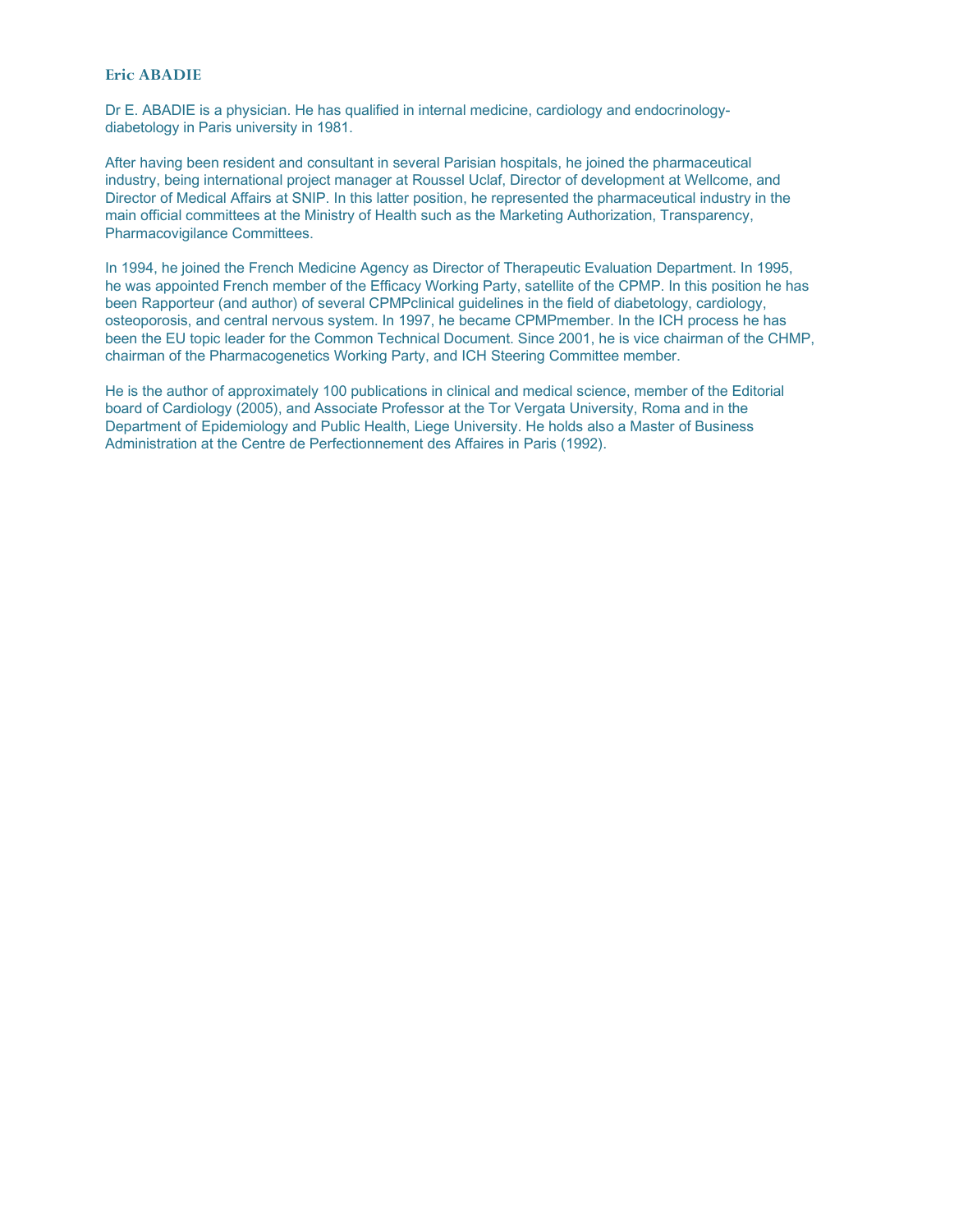### Eric ABADIE

Dr E. ABADIE is a physician. He has qualified in internal medicine, cardiology and endocrinology-diabetology in Paris university in 1981.

After having been resident and consultant in several Parisian hospitals, he joined the pharmaceutical industry, being international project manager at Roussel Uclaf, Director of development at Wellcome, and Director of Medical Affairs at SNIP. In this latter position, he represented the pharmaceutical industry in the main official committees at the Ministry of Health such as the Marketing Authorization, Transparency, Pharmacovigilance Committees.

In 1994, he joined the French Medicine Agency as Director of Therapeutic Evaluation Department. In 1995, he was appointed French member of the Efficacy Working Party, satellite of the CPMP. In this position he has been Rapporteur (and author) of several CPMPclinical guidelines in the field of diabetology, cardiology, osteoporosis, and central nervous system. In 1997, he became CPMPmember. In the ICH process he has been the EU topic leader for the Common Technical Document. Since 2001, he is vice chairman of the CHMP, chairman of the Pharmacogenetics Working Party, and ICH Steering Committee member.

He is the author of approximately 100 publications in clinical and medical science, member of the Editorial board of Cardiology (2005), and Associate Professor at the Tor Vergata University, Roma and in the Department of Epidemiology and Public Health, Liege University. He holds also a Master of Business Administration at the Centre de Perfectionnement des Affaires in Paris (1992).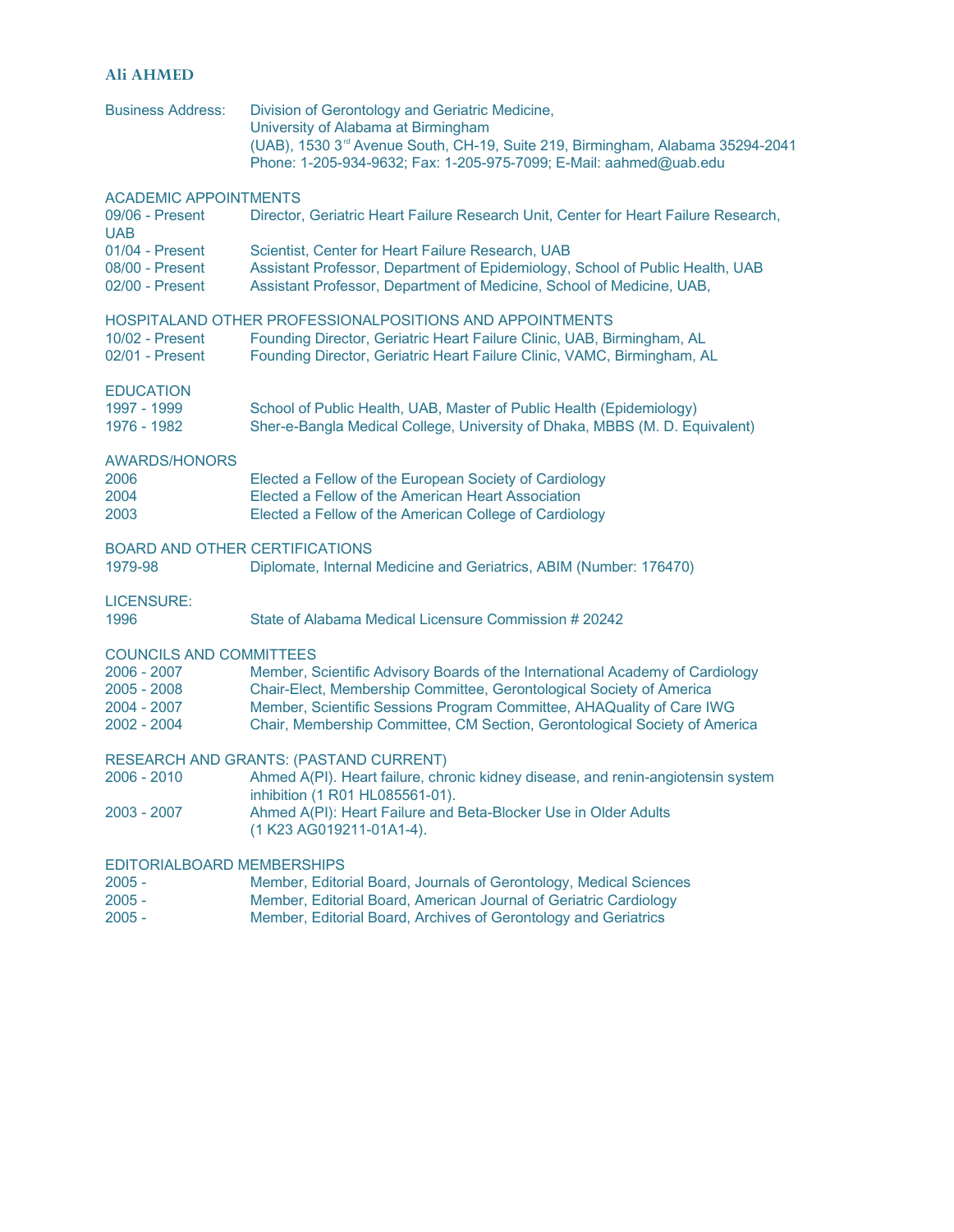# Ali AHMED

Business Address: Division of Gerontology and Geriatric Medicine,
University of Alabama at Birmingham
(UAB), 1530 3rd Avenue South, CH-19, Suite 219, Birmingham, Alabama 35294-2041
Phone: 1-205-934-9632; Fax: 1-205-975-7099; E-Mail: aahmed@uab.edu

## ACADEMIC APPOINTMENTS

| | |
|---|---|
| 09/06 - Present | Director, Geriatric Heart Failure Research Unit, Center for Heart Failure Research, UAB |
| 01/04 - Present | Scientist, Center for Heart Failure Research, UAB |
| 08/00 - Present | Assistant Professor, Department of Epidemiology, School of Public Health, UAB |
| 02/00 - Present | Assistant Professor, Department of Medicine, School of Medicine, UAB, |

## HOSPITALAND OTHER PROFESSIONALPOSITIONS AND APPOINTMENTS

| | |
|---|---|
| 10/02 - Present | Founding Director, Geriatric Heart Failure Clinic, UAB, Birmingham, AL |
| 02/01 - Present | Founding Director, Geriatric Heart Failure Clinic, VAMC, Birmingham, AL |

## EDUCATION

| | |
|---|---|
| 1997 - 1999 | School of Public Health, UAB, Master of Public Health (Epidemiology) |
| 1976 - 1982 | Sher-e-Bangla Medical College, University of Dhaka, MBBS (M. D. Equivalent) |

## AWARDS/HONORS

| | |
|---|---|
| 2006 | Elected a Fellow of the European Society of Cardiology |
| 2004 | Elected a Fellow of the American Heart Association |
| 2003 | Elected a Fellow of the American College of Cardiology |

## BOARD AND OTHER CERTIFICATIONS

| | |
|---|---|
| 1979-98 | Diplomate, Internal Medicine and Geriatrics, ABIM (Number: 176470) |

## LICENSURE:

| | |
|---|---|
| 1996 | State of Alabama Medical Licensure Commission # 20242 |

## COUNCILS AND COMMITTEES

| | |
|---|---|
| 2006 - 2007 | Member, Scientific Advisory Boards of the International Academy of Cardiology |
| 2005 - 2008 | Chair-Elect, Membership Committee, Gerontological Society of America |
| 2004 - 2007 | Member, Scientific Sessions Program Committee, AHAQuality of Care IWG |
| 2002 - 2004 | Chair, Membership Committee, CM Section, Gerontological Society of America |

## RESEARCH AND GRANTS: (PASTAND CURRENT)

| | |
|---|---|
| 2006 - 2010 | Ahmed A(PI). Heart failure, chronic kidney disease, and renin-angiotensin system inhibition (1 R01 HL085561-01). |
| 2003 - 2007 | Ahmed A(PI): Heart Failure and Beta-Blocker Use in Older Adults (1 K23 AG019211-01A1-4). |

## EDITORIALBOARD MEMBERSHIPS

| | |
|---|---|
| 2005 - | Member, Editorial Board, Journals of Gerontology, Medical Sciences |
| 2005 - | Member, Editorial Board, American Journal of Geriatric Cardiology |
| 2005 - | Member, Editorial Board, Archives of Gerontology and Geriatrics |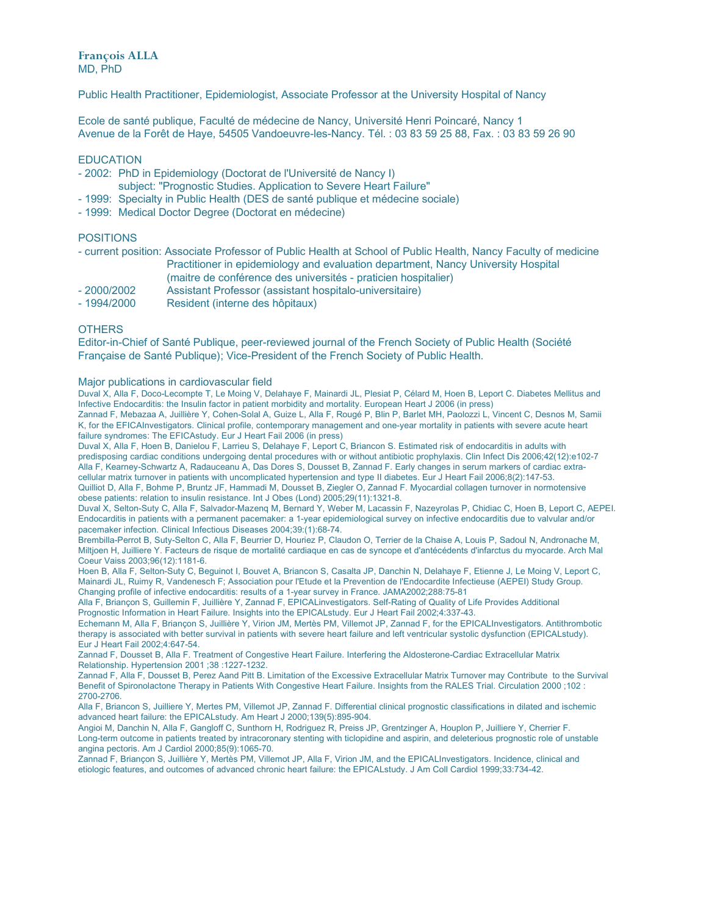**François ALLA**
MD, PhD

Public Health Practitioner, Epidemiologist, Associate Professor at the University Hospital of Nancy

Ecole de santé publique, Faculté de médecine de Nancy, Université Henri Poincaré, Nancy 1
Avenue de la Forêt de Haye, 54505 Vandoeuvre-les-Nancy. Tél. : 03 83 59 25 88, Fax. : 03 83 59 26 90

## EDUCATION

- 2002: PhD in Epidemiology (Doctorat de l'Université de Nancy I)
  subject: "Prognostic Studies. Application to Severe Heart Failure"
- 1999: Specialty in Public Health (DES de santé publique et médecine sociale)
- 1999: Medical Doctor Degree (Doctorat en médecine)

## POSITIONS

- current position: Associate Professor of Public Health at School of Public Health, Nancy Faculty of medicine
  Practitioner in epidemiology and evaluation department, Nancy University Hospital
  (maitre de conférence des universités - praticien hospitalier)
- 2000/2002 Assistant Professor (assistant hospitalo-universitaire)
- 1994/2000 Resident (interne des hôpitaux)

## OTHERS

Editor-in-Chief of Santé Publique, peer-reviewed journal of the French Society of Public Health (Société Française de Santé Publique); Vice-President of the French Society of Public Health.

### Major publications in cardiovascular field

Duval X, Alla F, Doco-Lecompte T, Le Moing V, Delahaye F, Mainardi JL, Plesiat P, Célard M, Hoen B, Leport C. Diabetes Mellitus and Infective Endocarditis: the Insulin factor in patient morbidity and mortality. European Heart J 2006 (in press)
Zannad F, Mebazaa A, Juillière Y, Cohen-Solal A, Guize L, Alla F, Rougé P, Blin P, Barlet MH, Paolozzi L, Vincent C, Desnos M, Samii K, for the EFICAInvestigators. Clinical profile, contemporary management and one-year mortality in patients with severe acute heart failure syndromes: The EFICAstudy. Eur J Heart Fail 2006 (in press)
Duval X, Alla F, Hoen B, Danielou F, Larrieu S, Delahaye F, Leport C, Briancon S. Estimated risk of endocarditis in adults with predisposing cardiac conditions undergoing dental procedures with or without antibiotic prophylaxis. Clin Infect Dis 2006;42(12):e102-7
Alla F, Kearney-Schwartz A, Radauceanu A, Das Dores S, Dousset B, Zannad F. Early changes in serum markers of cardiac extra-cellular matrix turnover in patients with uncomplicated hypertension and type II diabetes. Eur J Heart Fail 2006;8(2):147-53.
Quilliot D, Alla F, Bohme P, Bruntz JF, Hammadi M, Dousset B, Ziegler O, Zannad F. Myocardial collagen turnover in normotensive obese patients: relation to insulin resistance. Int J Obes (Lond) 2005;29(11):1321-8.
Duval X, Selton-Suty C, Alla F, Salvador-Mazenq M, Bernard Y, Weber M, Lacassin F, Nazeyrolas P, Chidiac C, Hoen B, Leport C, AEPEI. Endocarditis in patients with a permanent pacemaker: a 1-year epidemiological survey on infective endocarditis due to valvular and/or pacemaker infection. Clinical Infectious Diseases 2004;39:(1):68-74.
Brembilla-Perrot B, Suty-Selton C, Alla F, Beurrier D, Houriez P, Claudon O, Terrier de la Chaise A, Louis P, Sadoul N, Andronache M, Miltjoen H, Juilliere Y. Facteurs de risque de mortalité cardiaque en cas de syncope et d'antécédents d'infarctus du myocarde. Arch Mal Coeur Vaiss 2003;96(12):1181-6.
Hoen B, Alla F, Selton-Suty C, Beguinot I, Bouvet A, Briancon S, Casalta JP, Danchin N, Delahaye F, Etienne J, Le Moing V, Leport C, Mainardi JL, Ruimy R, Vandenesch F; Association pour l'Etude et la Prevention de l'Endocardite Infectieuse (AEPEI) Study Group. Changing profile of infective endocarditis: results of a 1-year survey in France. JAMA2002;288:75-81
Alla F, Briançon S, Guillemin F, Juillière Y, Zannad F, EPICALinvestigators. Self-Rating of Quality of Life Provides Additional Prognostic Information in Heart Failure. Insights into the EPICALstudy. Eur J Heart Fail 2002;4:337-43.
Echemann M, Alla F, Briançon S, Juillière Y, Virion JM, Mertès PM, Villemot JP, Zannad F, for the EPICALInvestigators. Antithrombotic therapy is associated with better survival in patients with severe heart failure and left ventricular systolic dysfunction (EPICALstudy). Eur J Heart Fail 2002;4:647-54.
Zannad F, Dousset B, Alla F. Treatment of Congestive Heart Failure. Interfering the Aldosterone-Cardiac Extracellular Matrix Relationship. Hypertension 2001 ;38 :1227-1232.
Zannad F, Alla F, Dousset B, Perez Aand Pitt B. Limitation of the Excessive Extracellular Matrix Turnover may Contribute to the Survival Benefit of Spironolactone Therapy in Patients With Congestive Heart Failure. Insights from the RALES Trial. Circulation 2000 ;102 : 2700-2706.
Alla F, Briancon S, Juilliere Y, Mertes PM, Villemot JP, Zannad F. Differential clinical prognostic classifications in dilated and ischemic advanced heart failure: the EPICALstudy. Am Heart J 2000;139(5):895-904.
Angioi M, Danchin N, Alla F, Gangloff C, Sunthorn H, Rodriguez R, Preiss JP, Grentzinger A, Houplon P, Juilliere Y, Cherrier F. Long-term outcome in patients treated by intracoronary stenting with ticlopidine and aspirin, and deleterious prognostic role of unstable angina pectoris. Am J Cardiol 2000;85(9):1065-70.
Zannad F, Briançon S, Juillière Y, Mertès PM, Villemot JP, Alla F, Virion JM, and the EPICALInvestigators. Incidence, clinical and etiologic features, and outcomes of advanced chronic heart failure: the EPICALstudy. J Am Coll Cardiol 1999;33:734-42.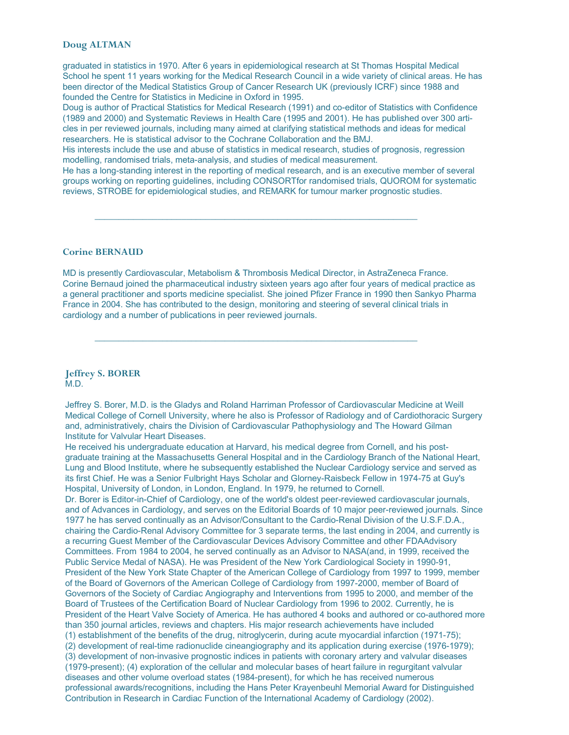## Doug ALTMAN

graduated in statistics in 1970. After 6 years in epidemiological research at St Thomas Hospital Medical School he spent 11 years working for the Medical Research Council in a wide variety of clinical areas. He has been director of the Medical Statistics Group of Cancer Research UK (previously ICRF) since 1988 and founded the Centre for Statistics in Medicine in Oxford in 1995.

Doug is author of Practical Statistics for Medical Research (1991) and co-editor of Statistics with Confidence (1989 and 2000) and Systematic Reviews in Health Care (1995 and 2001). He has published over 300 articles in per reviewed journals, including many aimed at clarifying statistical methods and ideas for medical researchers. He is statistical advisor to the Cochrane Collaboration and the BMJ.

His interests include the use and abuse of statistics in medical research, studies of prognosis, regression modelling, randomised trials, meta-analysis, and studies of medical measurement.

He has a long-standing interest in the reporting of medical research, and is an executive member of several groups working on reporting guidelines, including CONSORTfor randomised trials, QUOROM for systematic reviews, STROBE for epidemiological studies, and REMARK for tumour marker prognostic studies.

---

## Corine BERNAUD

MD is presently Cardiovascular, Metabolism & Thrombosis Medical Director, in AstraZeneca France.

Corine Bernaud joined the pharmaceutical industry sixteen years ago after four years of medical practice as a general practitioner and sports medicine specialist. She joined Pfizer France in 1990 then Sankyo Pharma France in 2004. She has contributed to the design, monitoring and steering of several clinical trials in cardiology and a number of publications in peer reviewed journals.

---

## Jeffrey S. BORER

M.D.

Jeffrey S. Borer, M.D. is the Gladys and Roland Harriman Professor of Cardiovascular Medicine at Weill Medical College of Cornell University, where he also is Professor of Radiology and of Cardiothoracic Surgery and, administratively, chairs the Division of Cardiovascular Pathophysiology and The Howard Gilman Institute for Valvular Heart Diseases.

He received his undergraduate education at Harvard, his medical degree from Cornell, and his post-graduate training at the Massachusetts General Hospital and in the Cardiology Branch of the National Heart, Lung and Blood Institute, where he subsequently established the Nuclear Cardiology service and served as its first Chief. He was a Senior Fulbright Hays Scholar and Glorney-Raisbeck Fellow in 1974-75 at Guy's Hospital, University of London, in London, England. In 1979, he returned to Cornell.

Dr. Borer is Editor-in-Chief of Cardiology, one of the world's oldest peer-reviewed cardiovascular journals, and of Advances in Cardiology, and serves on the Editorial Boards of 10 major peer-reviewed journals. Since 1977 he has served continually as an Advisor/Consultant to the Cardio-Renal Division of the U.S.F.D.A., chairing the Cardio-Renal Advisory Committee for 3 separate terms, the last ending in 2004, and currently is a recurring Guest Member of the Cardiovascular Devices Advisory Committee and other FDAAdvisory Committees. From 1984 to 2004, he served continually as an Advisor to NASA(and, in 1999, received the Public Service Medal of NASA). He was President of the New York Cardiological Society in 1990-91, President of the New York State Chapter of the American College of Cardiology from 1997 to 1999, member of the Board of Governors of the American College of Cardiology from 1997-2000, member of Board of Governors of the Society of Cardiac Angiography and Interventions from 1995 to 2000, and member of the Board of Trustees of the Certification Board of Nuclear Cardiology from 1996 to 2002. Currently, he is President of the Heart Valve Society of America. He has authored 4 books and authored or co-authored more than 350 journal articles, reviews and chapters. His major research achievements have included (1) establishment of the benefits of the drug, nitroglycerin, during acute myocardial infarction (1971-75); (2) development of real-time radionuclide cineangiography and its application during exercise (1976-1979); (3) development of non-invasive prognostic indices in patients with coronary artery and valvular diseases (1979-present); (4) exploration of the cellular and molecular bases of heart failure in regurgitant valvular diseases and other volume overload states (1984-present), for which he has received numerous professional awards/recognitions, including the Hans Peter Krayenbeuhl Memorial Award for Distinguished Contribution in Research in Cardiac Function of the International Academy of Cardiology (2002).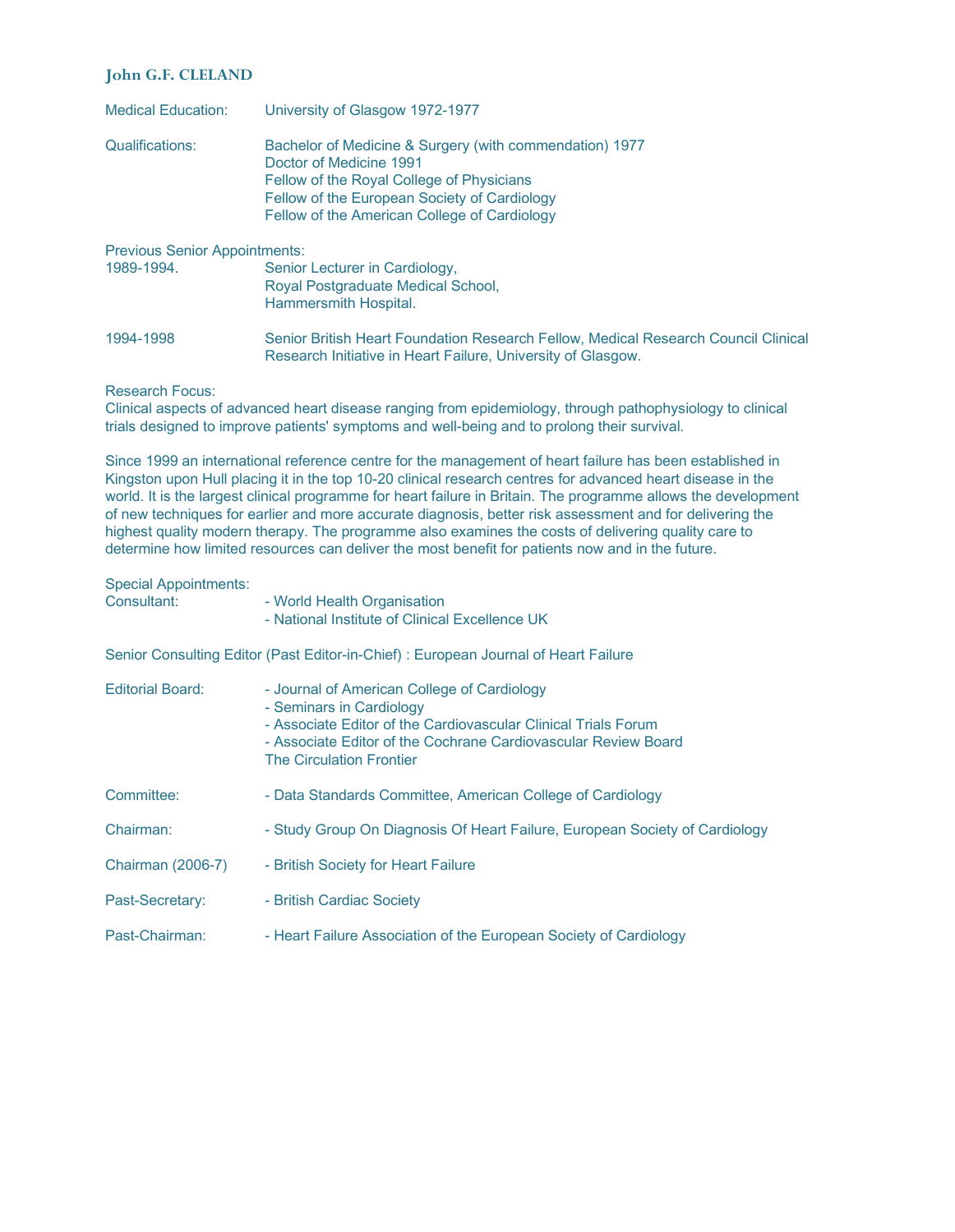**John G.F. CLELAND**

Medical Education: University of Glasgow 1972-1977

Qualifications:
Bachelor of Medicine & Surgery (with commendation) 1977
Doctor of Medicine 1991
Fellow of the Royal College of Physicians
Fellow of the European Society of Cardiology
Fellow of the American College of Cardiology

Previous Senior Appointments:

1989-1994. Senior Lecturer in Cardiology, Royal Postgraduate Medical School, Hammersmith Hospital.

1994-1998 Senior British Heart Foundation Research Fellow, Medical Research Council Clinical Research Initiative in Heart Failure, University of Glasgow.

Research Focus:
Clinical aspects of advanced heart disease ranging from epidemiology, through pathophysiology to clinical trials designed to improve patients' symptoms and well-being and to prolong their survival.

Since 1999 an international reference centre for the management of heart failure has been established in Kingston upon Hull placing it in the top 10-20 clinical research centres for advanced heart disease in the world. It is the largest clinical programme for heart failure in Britain. The programme allows the development of new techniques for earlier and more accurate diagnosis, better risk assessment and for delivering the highest quality modern therapy. The programme also examines the costs of delivering quality care to determine how limited resources can deliver the most benefit for patients now and in the future.

Special Appointments:

Consultant:
- World Health Organisation
- National Institute of Clinical Excellence UK

Senior Consulting Editor (Past Editor-in-Chief) : European Journal of Heart Failure

Editorial Board:
- Journal of American College of Cardiology
- Seminars in Cardiology
- Associate Editor of the Cardiovascular Clinical Trials Forum
- Associate Editor of the Cochrane Cardiovascular Review Board

The Circulation Frontier

Committee: - Data Standards Committee, American College of Cardiology

Chairman: - Study Group On Diagnosis Of Heart Failure, European Society of Cardiology

Chairman (2006-7) - British Society for Heart Failure

Past-Secretary: - British Cardiac Society

Past-Chairman: - Heart Failure Association of the European Society of Cardiology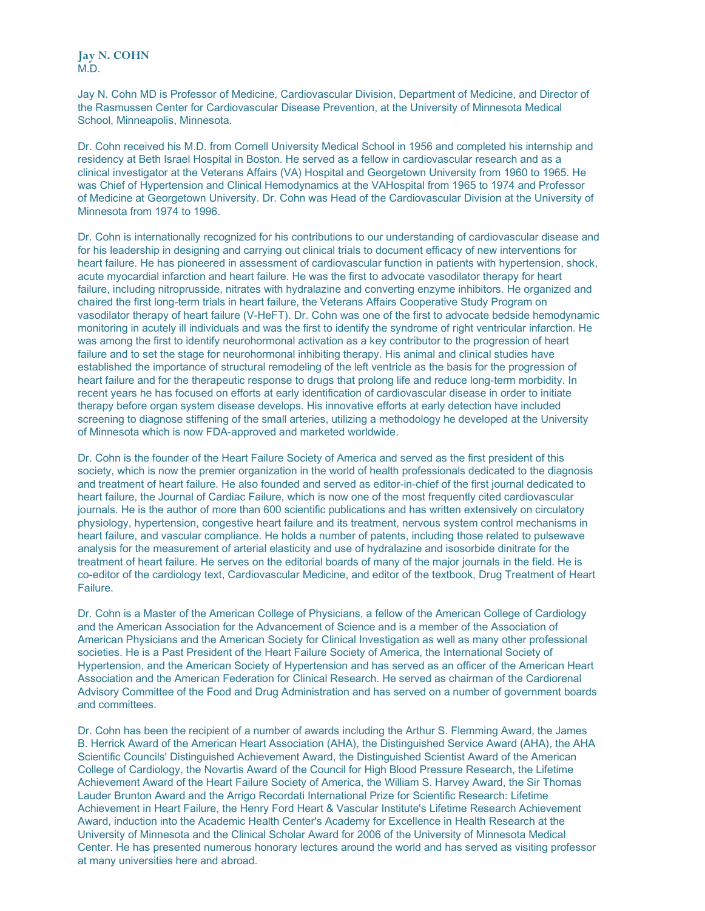**Jay N. COHN**
M.D.

Jay N. Cohn MD is Professor of Medicine, Cardiovascular Division, Department of Medicine, and Director of the Rasmussen Center for Cardiovascular Disease Prevention, at the University of Minnesota Medical School, Minneapolis, Minnesota.

Dr. Cohn received his M.D. from Cornell University Medical School in 1956 and completed his internship and residency at Beth Israel Hospital in Boston. He served as a fellow in cardiovascular research and as a clinical investigator at the Veterans Affairs (VA) Hospital and Georgetown University from 1960 to 1965. He was Chief of Hypertension and Clinical Hemodynamics at the VAHospital from 1965 to 1974 and Professor of Medicine at Georgetown University. Dr. Cohn was Head of the Cardiovascular Division at the University of Minnesota from 1974 to 1996.

Dr. Cohn is internationally recognized for his contributions to our understanding of cardiovascular disease and for his leadership in designing and carrying out clinical trials to document efficacy of new interventions for heart failure. He has pioneered in assessment of cardiovascular function in patients with hypertension, shock, acute myocardial infarction and heart failure. He was the first to advocate vasodilator therapy for heart failure, including nitroprusside, nitrates with hydralazine and converting enzyme inhibitors. He organized and chaired the first long-term trials in heart failure, the Veterans Affairs Cooperative Study Program on vasodilator therapy of heart failure (V-HeFT). Dr. Cohn was one of the first to advocate bedside hemodynamic monitoring in acutely ill individuals and was the first to identify the syndrome of right ventricular infarction. He was among the first to identify neurohormonal activation as a key contributor to the progression of heart failure and to set the stage for neurohormonal inhibiting therapy. His animal and clinical studies have established the importance of structural remodeling of the left ventricle as the basis for the progression of heart failure and for the therapeutic response to drugs that prolong life and reduce long-term morbidity. In recent years he has focused on efforts at early identification of cardiovascular disease in order to initiate therapy before organ system disease develops. His innovative efforts at early detection have included screening to diagnose stiffening of the small arteries, utilizing a methodology he developed at the University of Minnesota which is now FDA-approved and marketed worldwide.

Dr. Cohn is the founder of the Heart Failure Society of America and served as the first president of this society, which is now the premier organization in the world of health professionals dedicated to the diagnosis and treatment of heart failure. He also founded and served as editor-in-chief of the first journal dedicated to heart failure, the Journal of Cardiac Failure, which is now one of the most frequently cited cardiovascular journals. He is the author of more than 600 scientific publications and has written extensively on circulatory physiology, hypertension, congestive heart failure and its treatment, nervous system control mechanisms in heart failure, and vascular compliance. He holds a number of patents, including those related to pulsewave analysis for the measurement of arterial elasticity and use of hydralazine and isosorbide dinitrate for the treatment of heart failure. He serves on the editorial boards of many of the major journals in the field. He is co-editor of the cardiology text, Cardiovascular Medicine, and editor of the textbook, Drug Treatment of Heart Failure.

Dr. Cohn is a Master of the American College of Physicians, a fellow of the American College of Cardiology and the American Association for the Advancement of Science and is a member of the Association of American Physicians and the American Society for Clinical Investigation as well as many other professional societies. He is a Past President of the Heart Failure Society of America, the International Society of Hypertension, and the American Society of Hypertension and has served as an officer of the American Heart Association and the American Federation for Clinical Research. He served as chairman of the Cardiorenal Advisory Committee of the Food and Drug Administration and has served on a number of government boards and committees.

Dr. Cohn has been the recipient of a number of awards including the Arthur S. Flemming Award, the James B. Herrick Award of the American Heart Association (AHA), the Distinguished Service Award (AHA), the AHA Scientific Councils' Distinguished Achievement Award, the Distinguished Scientist Award of the American College of Cardiology, the Novartis Award of the Council for High Blood Pressure Research, the Lifetime Achievement Award of the Heart Failure Society of America, the William S. Harvey Award, the Sir Thomas Lauder Brunton Award and the Arrigo Recordati International Prize for Scientific Research: Lifetime Achievement in Heart Failure, the Henry Ford Heart & Vascular Institute's Lifetime Research Achievement Award, induction into the Academic Health Center's Academy for Excellence in Health Research at the University of Minnesota and the Clinical Scholar Award for 2006 of the University of Minnesota Medical Center. He has presented numerous honorary lectures around the world and has served as visiting professor at many universities here and abroad.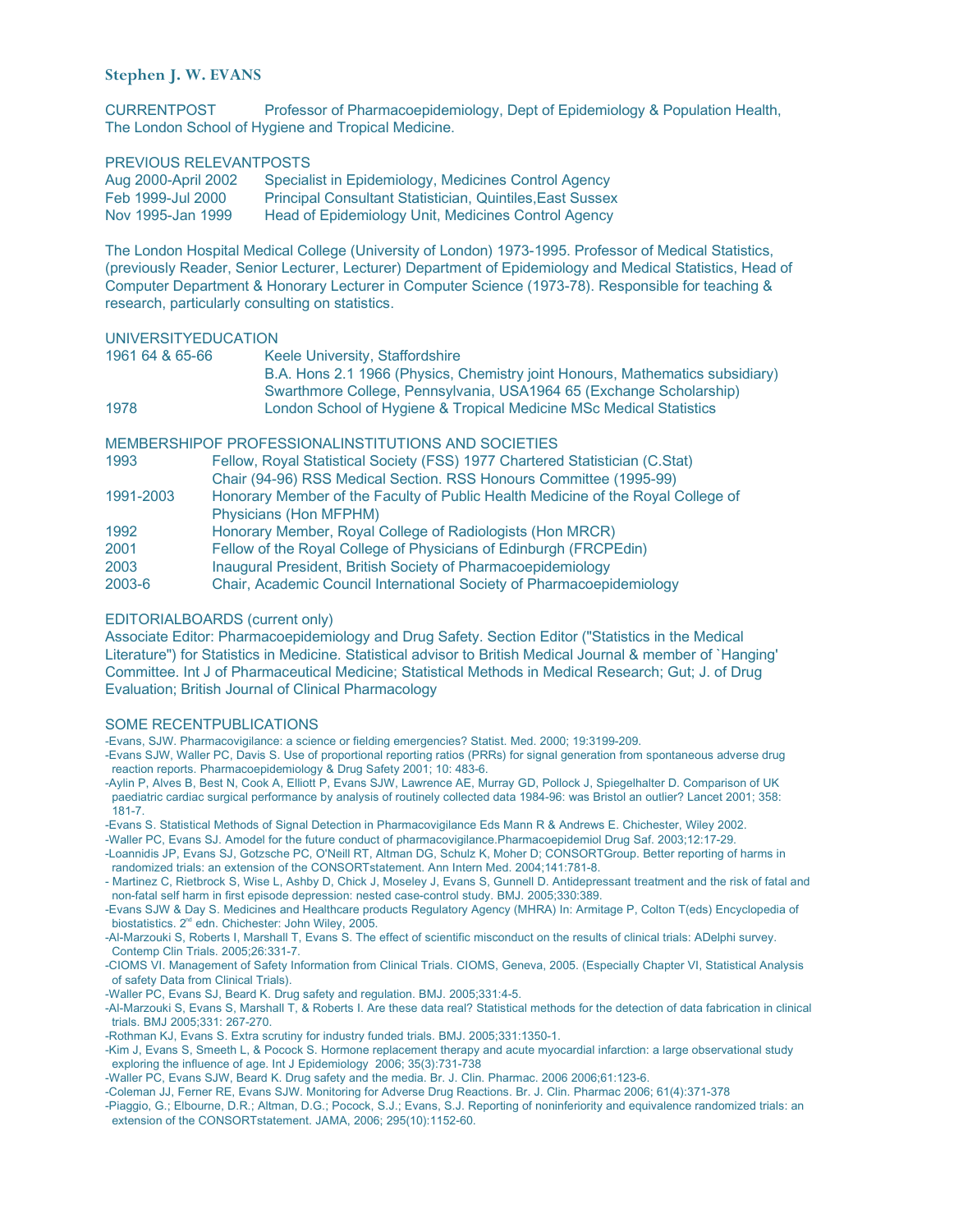## Stephen J. W. EVANS

CURRENTPOST Professor of Pharmacoepidemiology, Dept of Epidemiology & Population Health, The London School of Hygiene and Tropical Medicine.

PREVIOUS RELEVANTPOSTS

| | |
|---|---|
| Aug 2000-April 2002 | Specialist in Epidemiology, Medicines Control Agency |
| Feb 1999-Jul 2000 | Principal Consultant Statistician, Quintiles,East Sussex |
| Nov 1995-Jan 1999 | Head of Epidemiology Unit, Medicines Control Agency |

The London Hospital Medical College (University of London) 1973-1995. Professor of Medical Statistics, (previously Reader, Senior Lecturer, Lecturer) Department of Epidemiology and Medical Statistics, Head of Computer Department & Honorary Lecturer in Computer Science (1973-78). Responsible for teaching & research, particularly consulting on statistics.

UNIVERSITYEDUCATION

| | |
|---|---|
| 1961 64 & 65-66 | Keele University, Staffordshire<br>B.A. Hons 2.1 1966 (Physics, Chemistry joint Honours, Mathematics subsidiary)<br>Swarthmore College, Pennsylvania, USA1964 65 (Exchange Scholarship) |
| 1978 | London School of Hygiene & Tropical Medicine MSc Medical Statistics |

MEMBERSHIPOF PROFESSIONALINSTITUTIONS AND SOCIETIES

| | |
|---|---|
| 1993 | Fellow, Royal Statistical Society (FSS) 1977 Chartered Statistician (C.Stat)<br>Chair (94-96) RSS Medical Section. RSS Honours Committee (1995-99) |
| 1991-2003 | Honorary Member of the Faculty of Public Health Medicine of the Royal College of Physicians (Hon MFPHM) |
| 1992 | Honorary Member, Royal College of Radiologists (Hon MRCR) |
| 2001 | Fellow of the Royal College of Physicians of Edinburgh (FRCPEdin) |
| 2003 | Inaugural President, British Society of Pharmacoepidemiology |
| 2003-6 | Chair, Academic Council International Society of Pharmacoepidemiology |

EDITORIALBOARDS (current only)

Associate Editor: Pharmacoepidemiology and Drug Safety. Section Editor ("Statistics in the Medical Literature") for Statistics in Medicine. Statistical advisor to British Medical Journal & member of `Hanging' Committee. Int J of Pharmaceutical Medicine; Statistical Methods in Medical Research; Gut; J. of Drug Evaluation; British Journal of Clinical Pharmacology

SOME RECENTPUBLICATIONS

-Evans, SJW. Pharmacovigilance: a science or fielding emergencies? Statist. Med. 2000; 19:3199-209.
-Evans SJW, Waller PC, Davis S. Use of proportional reporting ratios (PRRs) for signal generation from spontaneous adverse drug reaction reports. Pharmacoepidemiology & Drug Safety 2001; 10: 483-6.
-Aylin P, Alves B, Best N, Cook A, Elliott P, Evans SJW, Lawrence AE, Murray GD, Pollock J, Spiegelhalter D. Comparison of UK paediatric cardiac surgical performance by analysis of routinely collected data 1984-96: was Bristol an outlier? Lancet 2001; 358: 181-7.
-Evans S. Statistical Methods of Signal Detection in Pharmacovigilance Eds Mann R & Andrews E. Chichester, Wiley 2002.
-Waller PC, Evans SJ. Amodel for the future conduct of pharmacovigilance.Pharmacoepidemiol Drug Saf. 2003;12:17-29.
-Loannidis JP, Evans SJ, Gotzsche PC, O'Neill RT, Altman DG, Schulz K, Moher D; CONSORTGroup. Better reporting of harms in randomized trials: an extension of the CONSORTstatement. Ann Intern Med. 2004;141:781-8.
- Martinez C, Rietbrock S, Wise L, Ashby D, Chick J, Moseley J, Evans S, Gunnell D. Antidepressant treatment and the risk of fatal and non-fatal self harm in first episode depression: nested case-control study. BMJ. 2005;330:389.
-Evans SJW & Day S. Medicines and Healthcare products Regulatory Agency (MHRA) In: Armitage P, Colton T(eds) Encyclopedia of biostatistics. 2nd edn. Chichester: John Wiley, 2005.
-Al-Marzouki S, Roberts I, Marshall T, Evans S. The effect of scientific misconduct on the results of clinical trials: ADelphi survey. Contemp Clin Trials. 2005;26:331-7.
-CIOMS VI. Management of Safety Information from Clinical Trials. CIOMS, Geneva, 2005. (Especially Chapter VI, Statistical Analysis of safety Data from Clinical Trials).
-Waller PC, Evans SJ, Beard K. Drug safety and regulation. BMJ. 2005;331:4-5.
-Al-Marzouki S, Evans S, Marshall T, & Roberts I. Are these data real? Statistical methods for the detection of data fabrication in clinical trials. BMJ 2005;331: 267-270.
-Rothman KJ, Evans S. Extra scrutiny for industry funded trials. BMJ. 2005;331:1350-1.
-Kim J, Evans S, Smeeth L, & Pocock S. Hormone replacement therapy and acute myocardial infarction: a large observational study exploring the influence of age. Int J Epidemiology 2006; 35(3):731-738
-Waller PC, Evans SJW, Beard K. Drug safety and the media. Br. J. Clin. Pharmac. 2006 2006;61:123-6.
-Coleman JJ, Ferner RE, Evans SJW. Monitoring for Adverse Drug Reactions. Br. J. Clin. Pharmac 2006; 61(4):371-378
-Piaggio, G.; Elbourne, D.R.; Altman, D.G.; Pocock, S.J.; Evans, S.J. Reporting of noninferiority and equivalence randomized trials: an extension of the CONSORTstatement. JAMA, 2006; 295(10):1152-60.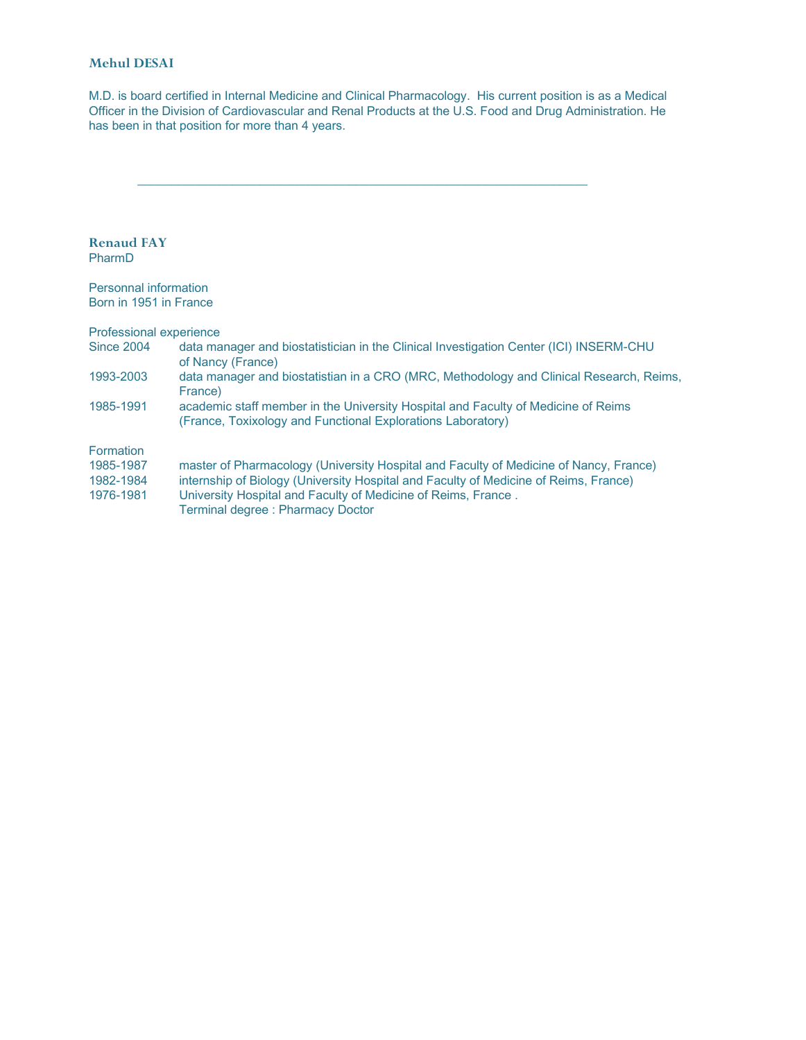### Mehul DESAI

M.D. is board certified in Internal Medicine and Clinical Pharmacology. His current position is as a Medical Officer in the Division of Cardiovascular and Renal Products at the U.S. Food and Drug Administration. He has been in that position for more than 4 years.

---

### Renaud FAY

PharmD

Personnal information
Born in 1951 in France

Professional experience

| | |
|---|---|
| Since 2004 | data manager and biostatistician in the Clinical Investigation Center (ICI) INSERM-CHU of Nancy (France) |
| 1993-2003 | data manager and biostatistian in a CRO (MRC, Methodology and Clinical Research, Reims, France) |
| 1985-1991 | academic staff member in the University Hospital and Faculty of Medicine of Reims (France, Toxixology and Functional Explorations Laboratory) |

Formation

| | |
|---|---|
| 1985-1987 | master of Pharmacology (University Hospital and Faculty of Medicine of Nancy, France) |
| 1982-1984 | internship of Biology (University Hospital and Faculty of Medicine of Reims, France) |
| 1976-1981 | University Hospital and Faculty of Medicine of Reims, France . Terminal degree : Pharmacy Doctor |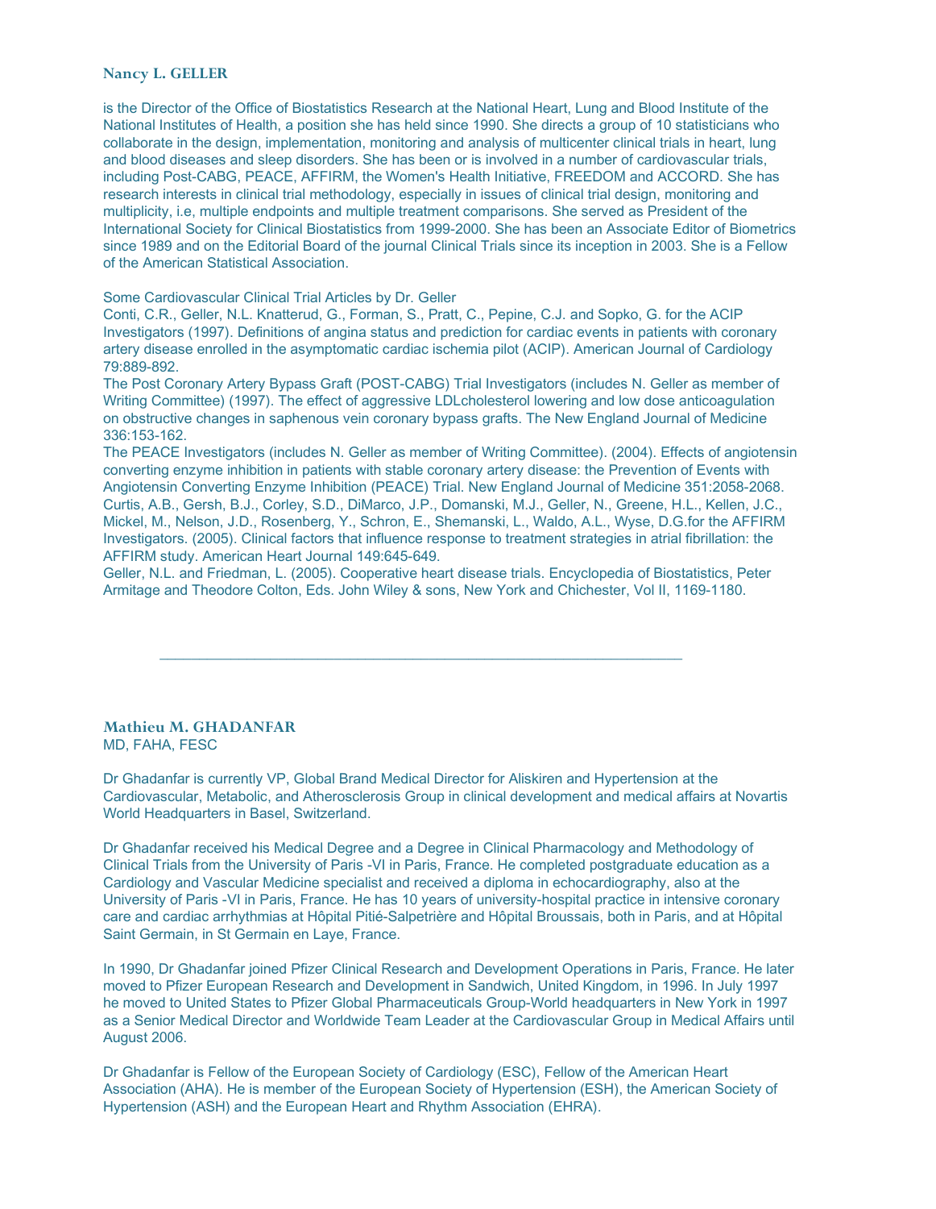### Nancy L. GELLER

is the Director of the Office of Biostatistics Research at the National Heart, Lung and Blood Institute of the National Institutes of Health, a position she has held since 1990. She directs a group of 10 statisticians who collaborate in the design, implementation, monitoring and analysis of multicenter clinical trials in heart, lung and blood diseases and sleep disorders. She has been or is involved in a number of cardiovascular trials, including Post-CABG, PEACE, AFFIRM, the Women's Health Initiative, FREEDOM and ACCORD. She has research interests in clinical trial methodology, especially in issues of clinical trial design, monitoring and multiplicity, i.e, multiple endpoints and multiple treatment comparisons. She served as President of the International Society for Clinical Biostatistics from 1999-2000. She has been an Associate Editor of Biometrics since 1989 and on the Editorial Board of the journal Clinical Trials since its inception in 2003. She is a Fellow of the American Statistical Association.

Some Cardiovascular Clinical Trial Articles by Dr. Geller

Conti, C.R., Geller, N.L. Knatterud, G., Forman, S., Pratt, C., Pepine, C.J. and Sopko, G. for the ACIP Investigators (1997). Definitions of angina status and prediction for cardiac events in patients with coronary artery disease enrolled in the asymptomatic cardiac ischemia pilot (ACIP). American Journal of Cardiology 79:889-892.

The Post Coronary Artery Bypass Graft (POST-CABG) Trial Investigators (includes N. Geller as member of Writing Committee) (1997). The effect of aggressive LDLcholesterol lowering and low dose anticoagulation on obstructive changes in saphenous vein coronary bypass grafts. The New England Journal of Medicine 336:153-162.

The PEACE Investigators (includes N. Geller as member of Writing Committee). (2004). Effects of angiotensin converting enzyme inhibition in patients with stable coronary artery disease: the Prevention of Events with Angiotensin Converting Enzyme Inhibition (PEACE) Trial. New England Journal of Medicine 351:2058-2068.

Curtis, A.B., Gersh, B.J., Corley, S.D., DiMarco, J.P., Domanski, M.J., Geller, N., Greene, H.L., Kellen, J.C., Mickel, M., Nelson, J.D., Rosenberg, Y., Schron, E., Shemanski, L., Waldo, A.L., Wyse, D.G.for the AFFIRM Investigators. (2005). Clinical factors that influence response to treatment strategies in atrial fibrillation: the AFFIRM study. American Heart Journal 149:645-649.

Geller, N.L. and Friedman, L. (2005). Cooperative heart disease trials. Encyclopedia of Biostatistics, Peter Armitage and Theodore Colton, Eds. John Wiley & sons, New York and Chichester, Vol II, 1169-1180.

---

### Mathieu M. GHADANFAR

MD, FAHA, FESC

Dr Ghadanfar is currently VP, Global Brand Medical Director for Aliskiren and Hypertension at the Cardiovascular, Metabolic, and Atherosclerosis Group in clinical development and medical affairs at Novartis World Headquarters in Basel, Switzerland.

Dr Ghadanfar received his Medical Degree and a Degree in Clinical Pharmacology and Methodology of Clinical Trials from the University of Paris -VI in Paris, France. He completed postgraduate education as a Cardiology and Vascular Medicine specialist and received a diploma in echocardiography, also at the University of Paris -VI in Paris, France. He has 10 years of university-hospital practice in intensive coronary care and cardiac arrhythmias at Hôpital Pitié-Salpetrière and Hôpital Broussais, both in Paris, and at Hôpital Saint Germain, in St Germain en Laye, France.

In 1990, Dr Ghadanfar joined Pfizer Clinical Research and Development Operations in Paris, France. He later moved to Pfizer European Research and Development in Sandwich, United Kingdom, in 1996. In July 1997 he moved to United States to Pfizer Global Pharmaceuticals Group-World headquarters in New York in 1997 as a Senior Medical Director and Worldwide Team Leader at the Cardiovascular Group in Medical Affairs until August 2006.

Dr Ghadanfar is Fellow of the European Society of Cardiology (ESC), Fellow of the American Heart Association (AHA). He is member of the European Society of Hypertension (ESH), the American Society of Hypertension (ASH) and the European Heart and Rhythm Association (EHRA).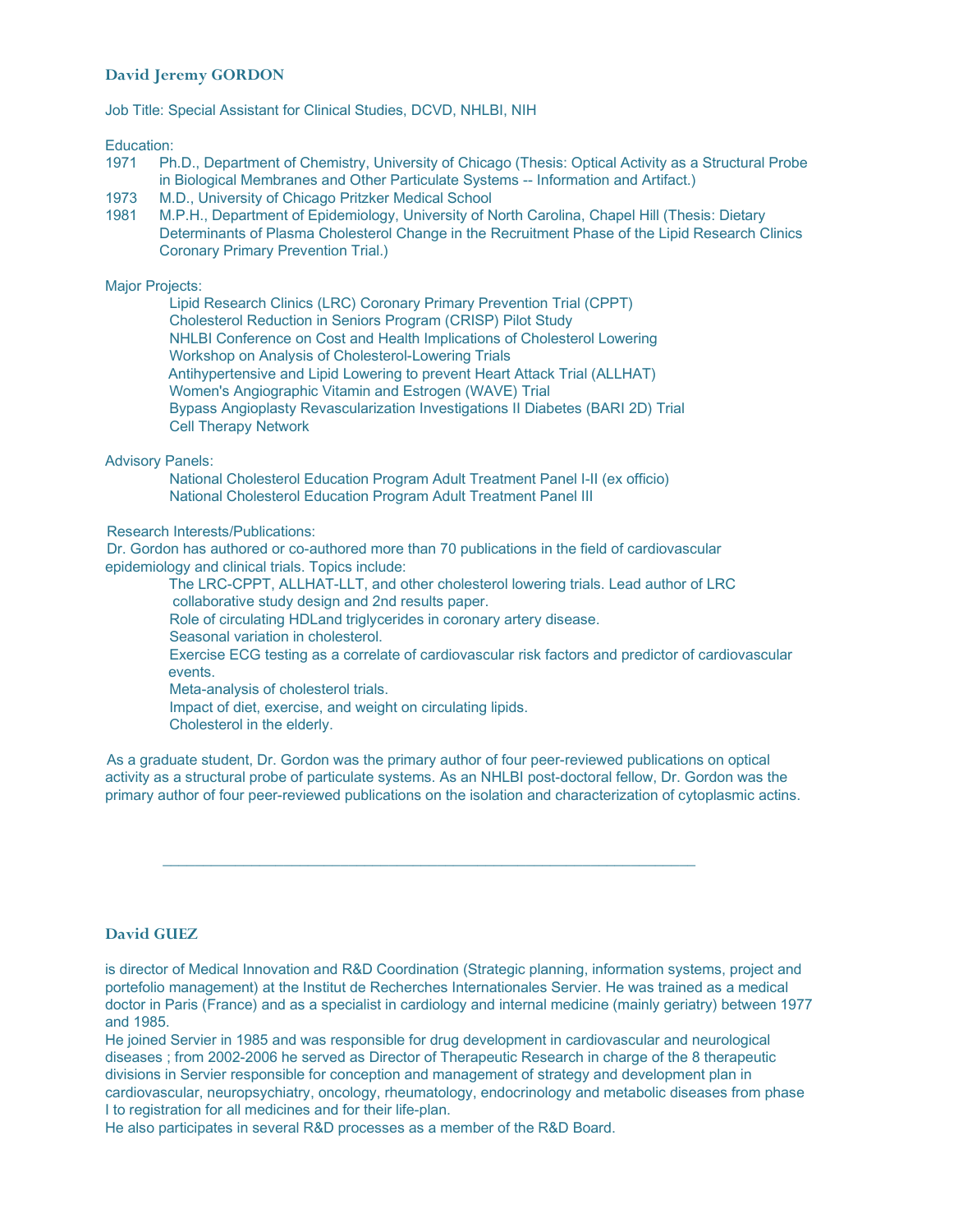## David Jeremy GORDON

Job Title: Special Assistant for Clinical Studies, DCVD, NHLBI, NIH

Education:

- 1971 Ph.D., Department of Chemistry, University of Chicago (Thesis: Optical Activity as a Structural Probe in Biological Membranes and Other Particulate Systems -- Information and Artifact.)
- 1973 M.D., University of Chicago Pritzker Medical School
- 1981 M.P.H., Department of Epidemiology, University of North Carolina, Chapel Hill (Thesis: Dietary Determinants of Plasma Cholesterol Change in the Recruitment Phase of the Lipid Research Clinics Coronary Primary Prevention Trial.)

Major Projects:

- Lipid Research Clinics (LRC) Coronary Primary Prevention Trial (CPPT)
- Cholesterol Reduction in Seniors Program (CRISP) Pilot Study
- NHLBI Conference on Cost and Health Implications of Cholesterol Lowering
- Workshop on Analysis of Cholesterol-Lowering Trials
- Antihypertensive and Lipid Lowering to prevent Heart Attack Trial (ALLHAT)
- Women's Angiographic Vitamin and Estrogen (WAVE) Trial
- Bypass Angioplasty Revascularization Investigations II Diabetes (BARI 2D) Trial
- Cell Therapy Network

Advisory Panels:

- National Cholesterol Education Program Adult Treatment Panel I-II (ex officio)
- National Cholesterol Education Program Adult Treatment Panel III

Research Interests/Publications:

Dr. Gordon has authored or co-authored more than 70 publications in the field of cardiovascular epidemiology and clinical trials. Topics include:

- The LRC-CPPT, ALLHAT-LLT, and other cholesterol lowering trials. Lead author of LRC collaborative study design and 2nd results paper.
- Role of circulating HDLand triglycerides in coronary artery disease.
- Seasonal variation in cholesterol.
- Exercise ECG testing as a correlate of cardiovascular risk factors and predictor of cardiovascular events.
- Meta-analysis of cholesterol trials.
- Impact of diet, exercise, and weight on circulating lipids.
- Cholesterol in the elderly.

As a graduate student, Dr. Gordon was the primary author of four peer-reviewed publications on optical activity as a structural probe of particulate systems. As an NHLBI post-doctoral fellow, Dr. Gordon was the primary author of four peer-reviewed publications on the isolation and characterization of cytoplasmic actins.

---

## David GUEZ

is director of Medical Innovation and R&D Coordination (Strategic planning, information systems, project and portefolio management) at the Institut de Recherches Internationales Servier. He was trained as a medical doctor in Paris (France) and as a specialist in cardiology and internal medicine (mainly geriatry) between 1977 and 1985.

He joined Servier in 1985 and was responsible for drug development in cardiovascular and neurological diseases ; from 2002-2006 he served as Director of Therapeutic Research in charge of the 8 therapeutic divisions in Servier responsible for conception and management of strategy and development plan in cardiovascular, neuropsychiatry, oncology, rheumatology, endocrinology and metabolic diseases from phase I to registration for all medicines and for their life-plan.

He also participates in several R&D processes as a member of the R&D Board.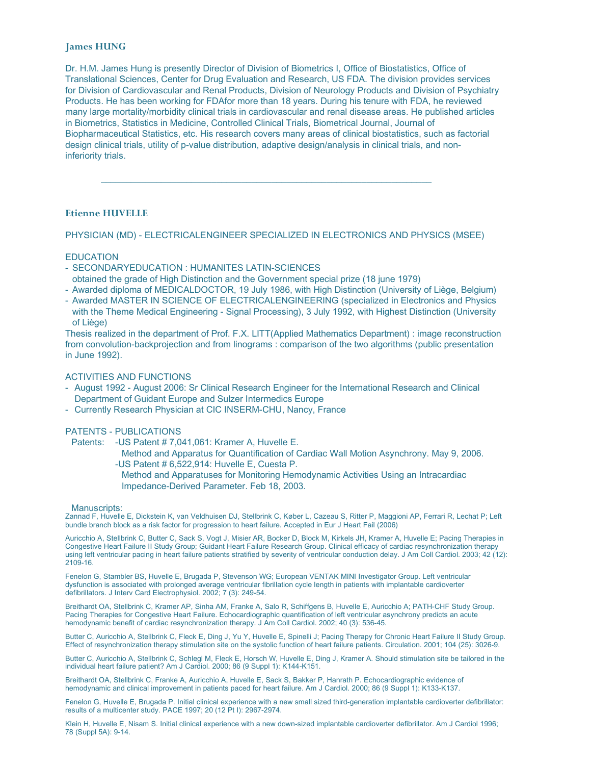### James HUNG

Dr. H.M. James Hung is presently Director of Division of Biometrics I, Office of Biostatistics, Office of Translational Sciences, Center for Drug Evaluation and Research, US FDA. The division provides services for Division of Cardiovascular and Renal Products, Division of Neurology Products and Division of Psychiatry Products. He has been working for FDAfor more than 18 years. During his tenure with FDA, he reviewed many large mortality/morbidity clinical trials in cardiovascular and renal disease areas. He published articles in Biometrics, Statistics in Medicine, Controlled Clinical Trials, Biometrical Journal, Journal of Biopharmaceutical Statistics, etc. His research covers many areas of clinical biostatistics, such as factorial design clinical trials, utility of p-value distribution, adaptive design/analysis in clinical trials, and non-inferiority trials.

---

### Etienne HUVELLE

PHYSICIAN (MD) - ELECTRICALENGINEER SPECIALIZED IN ELECTRONICS AND PHYSICS (MSEE)

EDUCATION

- SECONDARYEDUCATION : HUMANITES LATIN-SCIENCES
  obtained the grade of High Distinction and the Government special prize (18 june 1979)
- Awarded diploma of MEDICALDOCTOR, 19 July 1986, with High Distinction (University of Liège, Belgium)
- Awarded MASTER IN SCIENCE OF ELECTRICALENGINEERING (specialized in Electronics and Physics with the Theme Medical Engineering - Signal Processing), 3 July 1992, with Highest Distinction (University of Liège)

Thesis realized in the department of Prof. F.X. LITT(Applied Mathematics Department) : image reconstruction from convolution-backprojection and from linograms : comparison of the two algorithms (public presentation in June 1992).

ACTIVITIES AND FUNCTIONS

- August 1992 - August 2006: Sr Clinical Research Engineer for the International Research and Clinical Department of Guidant Europe and Sulzer Intermedics Europe
- Currently Research Physician at CIC INSERM-CHU, Nancy, France

PATENTS - PUBLICATIONS

Patents:
- US Patent # 7,041,061: Kramer A, Huvelle E.
  Method and Apparatus for Quantification of Cardiac Wall Motion Asynchrony. May 9, 2006.
- US Patent # 6,522,914: Huvelle E, Cuesta P.
  Method and Apparatuses for Monitoring Hemodynamic Activities Using an Intracardiac Impedance-Derived Parameter. Feb 18, 2003.

Manuscripts:

Zannad F, Huvelle E, Dickstein K, van Veldhuisen DJ, Stellbrink C, Køber L, Cazeau S, Ritter P, Maggioni AP, Ferrari R, Lechat P; Left bundle branch block as a risk factor for progression to heart failure. Accepted in Eur J Heart Fail (2006)

Auricchio A, Stellbrink C, Butter C, Sack S, Vogt J, Misier AR, Bocker D, Block M, Kirkels JH, Kramer A, Huvelle E; Pacing Therapies in Congestive Heart Failure II Study Group; Guidant Heart Failure Research Group. Clinical efficacy of cardiac resynchronization therapy using left ventricular pacing in heart failure patients stratified by severity of ventricular conduction delay. J Am Coll Cardiol. 2003; 42 (12): 2109-16.

Fenelon G, Stambler BS, Huvelle E, Brugada P, Stevenson WG; European VENTAK MINI Investigator Group. Left ventricular dysfunction is associated with prolonged average ventricular fibrillation cycle length in patients with implantable cardioverter defibrillators. J Interv Card Electrophysiol. 2002; 7 (3): 249-54.

Breithardt OA, Stellbrink C, Kramer AP, Sinha AM, Franke A, Salo R, Schiffgens B, Huvelle E, Auricchio A; PATH-CHF Study Group. Pacing Therapies for Congestive Heart Failure. Echocardiographic quantification of left ventricular asynchrony predicts an acute hemodynamic benefit of cardiac resynchronization therapy. J Am Coll Cardiol. 2002; 40 (3): 536-45.

Butter C, Auricchio A, Stellbrink C, Fleck E, Ding J, Yu Y, Huvelle E, Spinelli J; Pacing Therapy for Chronic Heart Failure II Study Group. Effect of resynchronization therapy stimulation site on the systolic function of heart failure patients. Circulation. 2001; 104 (25): 3026-9.

Butter C, Auricchio A, Stellbrink C, Schlegl M, Fleck E, Horsch W, Huvelle E, Ding J, Kramer A. Should stimulation site be tailored in the individual heart failure patient? Am J Cardiol. 2000; 86 (9 Suppl 1): K144-K151.

Breithardt OA, Stellbrink C, Franke A, Auricchio A, Huvelle E, Sack S, Bakker P, Hanrath P. Echocardiographic evidence of hemodynamic and clinical improvement in patients paced for heart failure. Am J Cardiol. 2000; 86 (9 Suppl 1): K133-K137.

Fenelon G, Huvelle E, Brugada P. Initial clinical experience with a new small sized third-generation implantable cardioverter defibrillator: results of a multicenter study. PACE 1997; 20 (12 Pt I): 2967-2974.

Klein H, Huvelle E, Nisam S. Initial clinical experience with a new down-sized implantable cardioverter defibrillator. Am J Cardiol 1996; 78 (Suppl 5A): 9-14.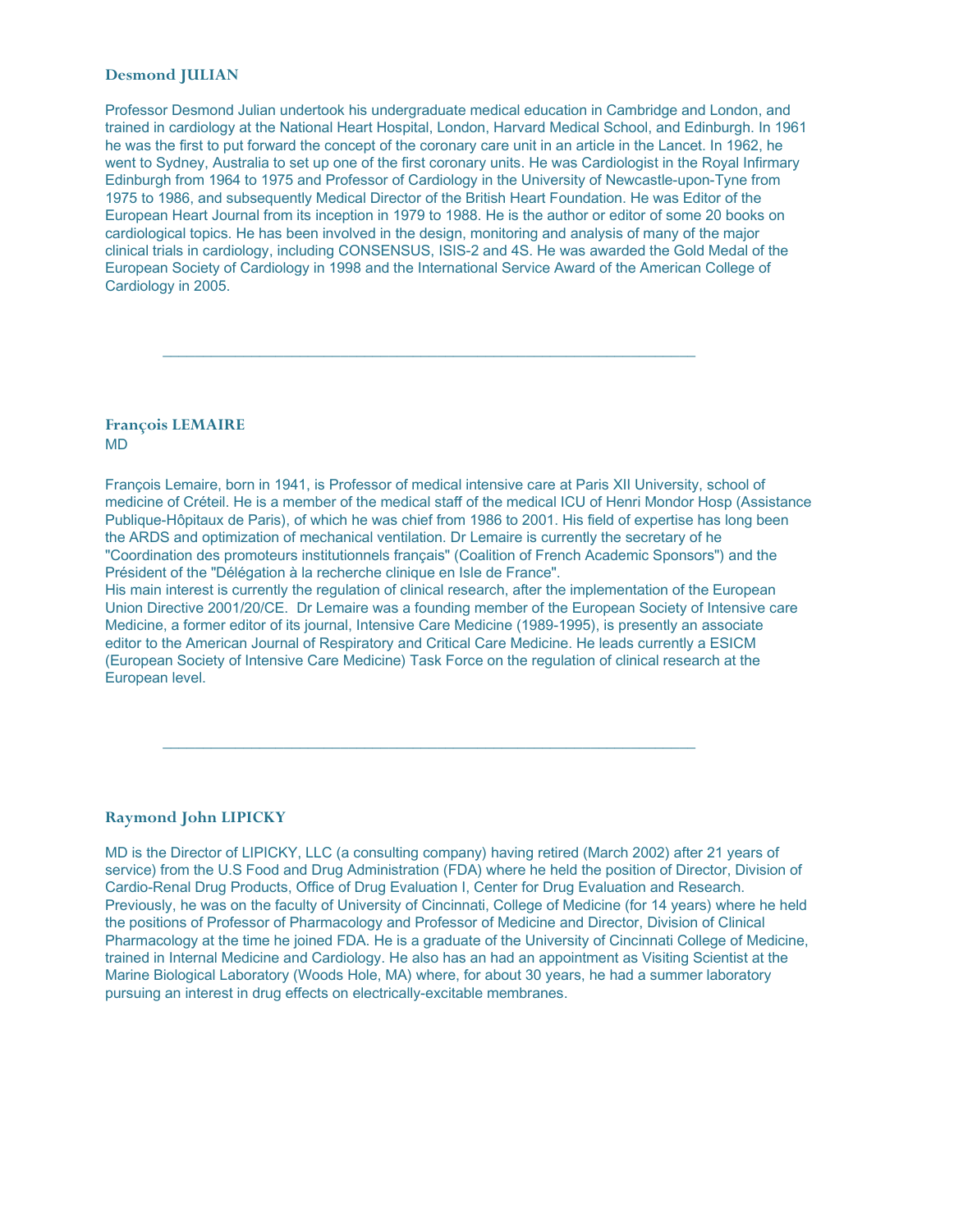### Desmond JULIAN

Professor Desmond Julian undertook his undergraduate medical education in Cambridge and London, and trained in cardiology at the National Heart Hospital, London, Harvard Medical School, and Edinburgh. In 1961 he was the first to put forward the concept of the coronary care unit in an article in the Lancet. In 1962, he went to Sydney, Australia to set up one of the first coronary units. He was Cardiologist in the Royal Infirmary Edinburgh from 1964 to 1975 and Professor of Cardiology in the University of Newcastle-upon-Tyne from 1975 to 1986, and subsequently Medical Director of the British Heart Foundation. He was Editor of the European Heart Journal from its inception in 1979 to 1988. He is the author or editor of some 20 books on cardiological topics. He has been involved in the design, monitoring and analysis of many of the major clinical trials in cardiology, including CONSENSUS, ISIS-2 and 4S. He was awarded the Gold Medal of the European Society of Cardiology in 1998 and the International Service Award of the American College of Cardiology in 2005.

---

### François LEMAIRE
MD

François Lemaire, born in 1941, is Professor of medical intensive care at Paris XII University, school of medicine of Créteil. He is a member of the medical staff of the medical ICU of Henri Mondor Hosp (Assistance Publique-Hôpitaux de Paris), of which he was chief from 1986 to 2001. His field of expertise has long been the ARDS and optimization of mechanical ventilation. Dr Lemaire is currently the secretary of he "Coordination des promoteurs institutionnels français" (Coalition of French Academic Sponsors") and the Président of the "Délégation à la recherche clinique en Isle de France".
His main interest is currently the regulation of clinical research, after the implementation of the European Union Directive 2001/20/CE. Dr Lemaire was a founding member of the European Society of Intensive care Medicine, a former editor of its journal, Intensive Care Medicine (1989-1995), is presently an associate editor to the American Journal of Respiratory and Critical Care Medicine. He leads currently a ESICM (European Society of Intensive Care Medicine) Task Force on the regulation of clinical research at the European level.

---

### Raymond John LIPICKY

MD is the Director of LIPICKY, LLC (a consulting company) having retired (March 2002) after 21 years of service) from the U.S Food and Drug Administration (FDA) where he held the position of Director, Division of Cardio-Renal Drug Products, Office of Drug Evaluation I, Center for Drug Evaluation and Research. Previously, he was on the faculty of University of Cincinnati, College of Medicine (for 14 years) where he held the positions of Professor of Pharmacology and Professor of Medicine and Director, Division of Clinical Pharmacology at the time he joined FDA. He is a graduate of the University of Cincinnati College of Medicine, trained in Internal Medicine and Cardiology. He also has an had an appointment as Visiting Scientist at the Marine Biological Laboratory (Woods Hole, MA) where, for about 30 years, he had a summer laboratory pursuing an interest in drug effects on electrically-excitable membranes.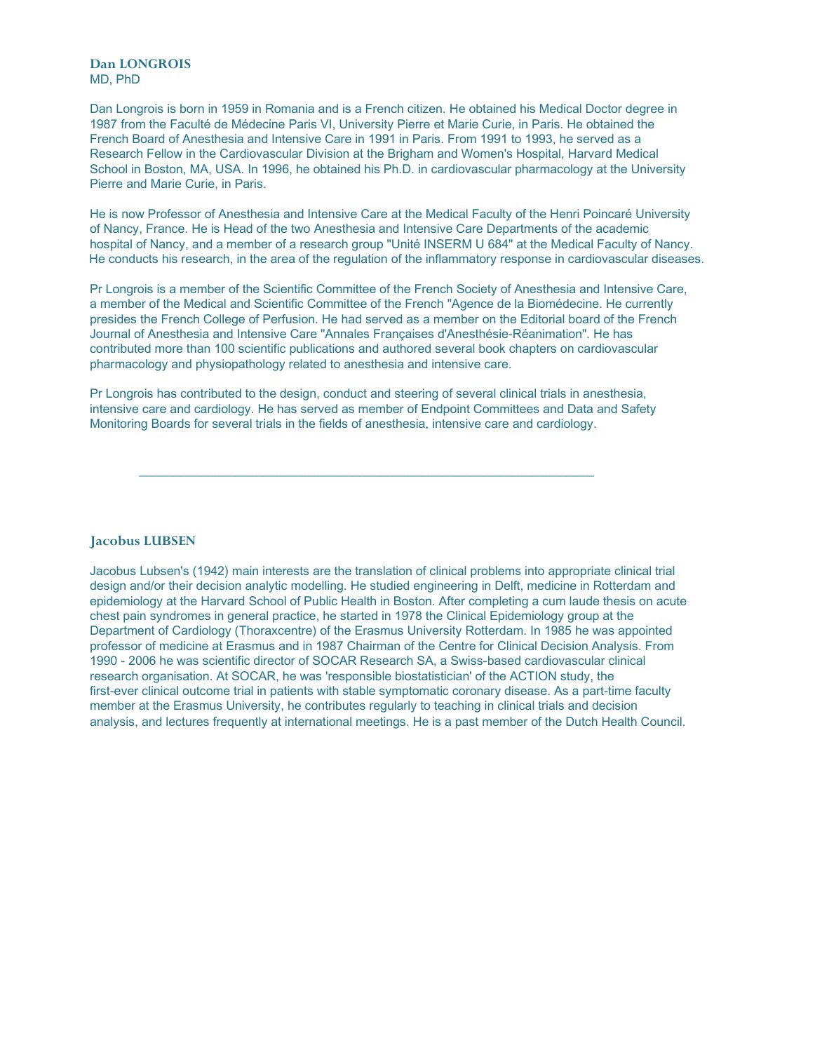## Dan LONGROIS

MD, PhD

Dan Longrois is born in 1959 in Romania and is a French citizen. He obtained his Medical Doctor degree in 1987 from the Faculté de Médecine Paris VI, University Pierre et Marie Curie, in Paris. He obtained the French Board of Anesthesia and Intensive Care in 1991 in Paris. From 1991 to 1993, he served as a Research Fellow in the Cardiovascular Division at the Brigham and Women's Hospital, Harvard Medical School in Boston, MA, USA. In 1996, he obtained his Ph.D. in cardiovascular pharmacology at the University Pierre and Marie Curie, in Paris.

He is now Professor of Anesthesia and Intensive Care at the Medical Faculty of the Henri Poincaré University of Nancy, France. He is Head of the two Anesthesia and Intensive Care Departments of the academic hospital of Nancy, and a member of a research group "Unité INSERM U 684" at the Medical Faculty of Nancy. He conducts his research, in the area of the regulation of the inflammatory response in cardiovascular diseases.

Pr Longrois is a member of the Scientific Committee of the French Society of Anesthesia and Intensive Care, a member of the Medical and Scientific Committee of the French "Agence de la Biomédecine. He currently presides the French College of Perfusion. He had served as a member on the Editorial board of the French Journal of Anesthesia and Intensive Care "Annales Françaises d'Anesthésie-Réanimation". He has contributed more than 100 scientific publications and authored several book chapters on cardiovascular pharmacology and physiopathology related to anesthesia and intensive care.

Pr Longrois has contributed to the design, conduct and steering of several clinical trials in anesthesia, intensive care and cardiology. He has served as member of Endpoint Committees and Data and Safety Monitoring Boards for several trials in the fields of anesthesia, intensive care and cardiology.

---

## Jacobus LUBSEN

Jacobus Lubsen's (1942) main interests are the translation of clinical problems into appropriate clinical trial design and/or their decision analytic modelling. He studied engineering in Delft, medicine in Rotterdam and epidemiology at the Harvard School of Public Health in Boston. After completing a cum laude thesis on acute chest pain syndromes in general practice, he started in 1978 the Clinical Epidemiology group at the Department of Cardiology (Thoraxcentre) of the Erasmus University Rotterdam. In 1985 he was appointed professor of medicine at Erasmus and in 1987 Chairman of the Centre for Clinical Decision Analysis. From 1990 - 2006 he was scientific director of SOCAR Research SA, a Swiss-based cardiovascular clinical research organisation. At SOCAR, he was 'responsible biostatistician' of the ACTION study, the first-ever clinical outcome trial in patients with stable symptomatic coronary disease. As a part-time faculty member at the Erasmus University, he contributes regularly to teaching in clinical trials and decision analysis, and lectures frequently at international meetings. He is a past member of the Dutch Health Council.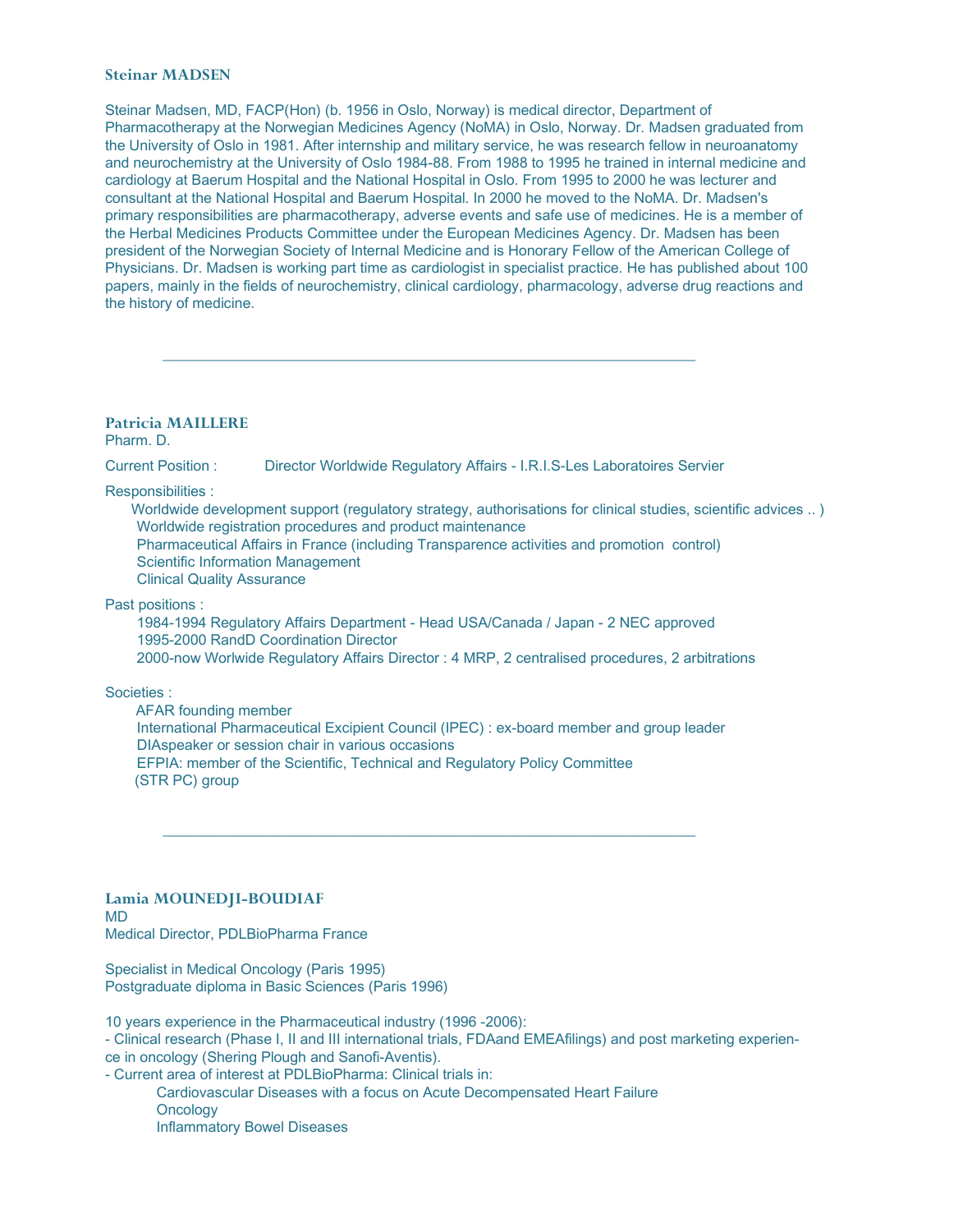### Steinar MADSEN

Steinar Madsen, MD, FACP(Hon) (b. 1956 in Oslo, Norway) is medical director, Department of Pharmacotherapy at the Norwegian Medicines Agency (NoMA) in Oslo, Norway. Dr. Madsen graduated from the University of Oslo in 1981. After internship and military service, he was research fellow in neuroanatomy and neurochemistry at the University of Oslo 1984-88. From 1988 to 1995 he trained in internal medicine and cardiology at Baerum Hospital and the National Hospital in Oslo. From 1995 to 2000 he was lecturer and consultant at the National Hospital and Baerum Hospital. In 2000 he moved to the NoMA. Dr. Madsen's primary responsibilities are pharmacotherapy, adverse events and safe use of medicines. He is a member of the Herbal Medicines Products Committee under the European Medicines Agency. Dr. Madsen has been president of the Norwegian Society of Internal Medicine and is Honorary Fellow of the American College of Physicians. Dr. Madsen is working part time as cardiologist in specialist practice. He has published about 100 papers, mainly in the fields of neurochemistry, clinical cardiology, pharmacology, adverse drug reactions and the history of medicine.

---

### Patricia MAILLERE

Pharm. D.

Current Position : Director Worldwide Regulatory Affairs - I.R.I.S-Les Laboratoires Servier

Responsibilities :

- Worldwide development support (regulatory strategy, authorisations for clinical studies, scientific advices .. )
- Worldwide registration procedures and product maintenance
- Pharmaceutical Affairs in France (including Transparence activities and promotion control)
- Scientific Information Management
- Clinical Quality Assurance

Past positions :

- 1984-1994 Regulatory Affairs Department - Head USA/Canada / Japan - 2 NEC approved
- 1995-2000 RandD Coordination Director
- 2000-now Worlwide Regulatory Affairs Director : 4 MRP, 2 centralised procedures, 2 arbitrations

Societies :

- AFAR founding member
- International Pharmaceutical Excipient Council (IPEC) : ex-board member and group leader
- DIAspeaker or session chair in various occasions
- EFPIA: member of the Scientific, Technical and Regulatory Policy Committee (STR PC) group

---

### Lamia MOUNEDJI-BOUDIAF

MD

Medical Director, PDLBioPharma France

Specialist in Medical Oncology (Paris 1995)
Postgraduate diploma in Basic Sciences (Paris 1996)

10 years experience in the Pharmaceutical industry (1996 -2006):

- Clinical research (Phase I, II and III international trials, FDAand EMEAfilings) and post marketing experience in oncology (Shering Plough and Sanofi-Aventis).
- Current area of interest at PDLBioPharma: Clinical trials in:
  - Cardiovascular Diseases with a focus on Acute Decompensated Heart Failure
  - Oncology
  - Inflammatory Bowel Diseases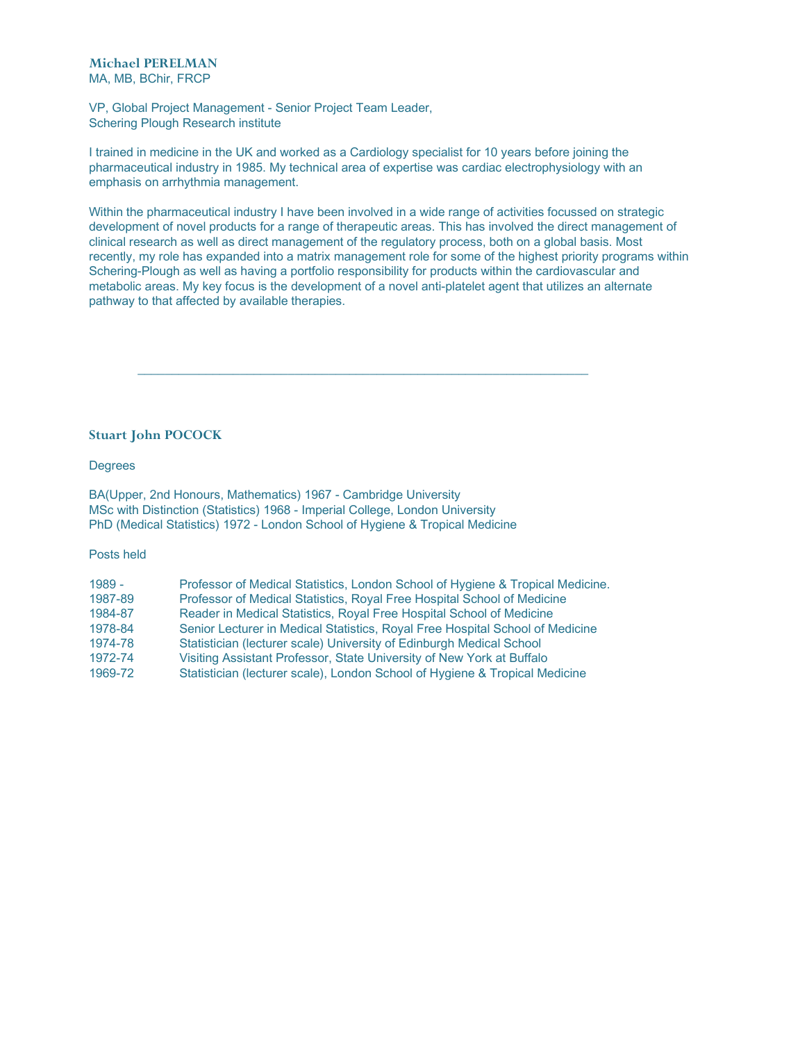**Michael PERELMAN**
MA, MB, BChir, FRCP

VP, Global Project Management - Senior Project Team Leader,
Schering Plough Research institute

I trained in medicine in the UK and worked as a Cardiology specialist for 10 years before joining the pharmaceutical industry in 1985. My technical area of expertise was cardiac electrophysiology with an emphasis on arrhythmia management.

Within the pharmaceutical industry I have been involved in a wide range of activities focussed on strategic development of novel products for a range of therapeutic areas. This has involved the direct management of clinical research as well as direct management of the regulatory process, both on a global basis. Most recently, my role has expanded into a matrix management role for some of the highest priority programs within Schering-Plough as well as having a portfolio responsibility for products within the cardiovascular and metabolic areas. My key focus is the development of a novel anti-platelet agent that utilizes an alternate pathway to that affected by available therapies.

---

**Stuart John POCOCK**

Degrees

BA(Upper, 2nd Honours, Mathematics) 1967 - Cambridge University
MSc with Distinction (Statistics) 1968 - Imperial College, London University
PhD (Medical Statistics) 1972 - London School of Hygiene & Tropical Medicine

Posts held

| | |
|---|---|
| 1989 - | Professor of Medical Statistics, London School of Hygiene & Tropical Medicine. |
| 1987-89 | Professor of Medical Statistics, Royal Free Hospital School of Medicine |
| 1984-87 | Reader in Medical Statistics, Royal Free Hospital School of Medicine |
| 1978-84 | Senior Lecturer in Medical Statistics, Royal Free Hospital School of Medicine |
| 1974-78 | Statistician (lecturer scale) University of Edinburgh Medical School |
| 1972-74 | Visiting Assistant Professor, State University of New York at Buffalo |
| 1969-72 | Statistician (lecturer scale), London School of Hygiene & Tropical Medicine |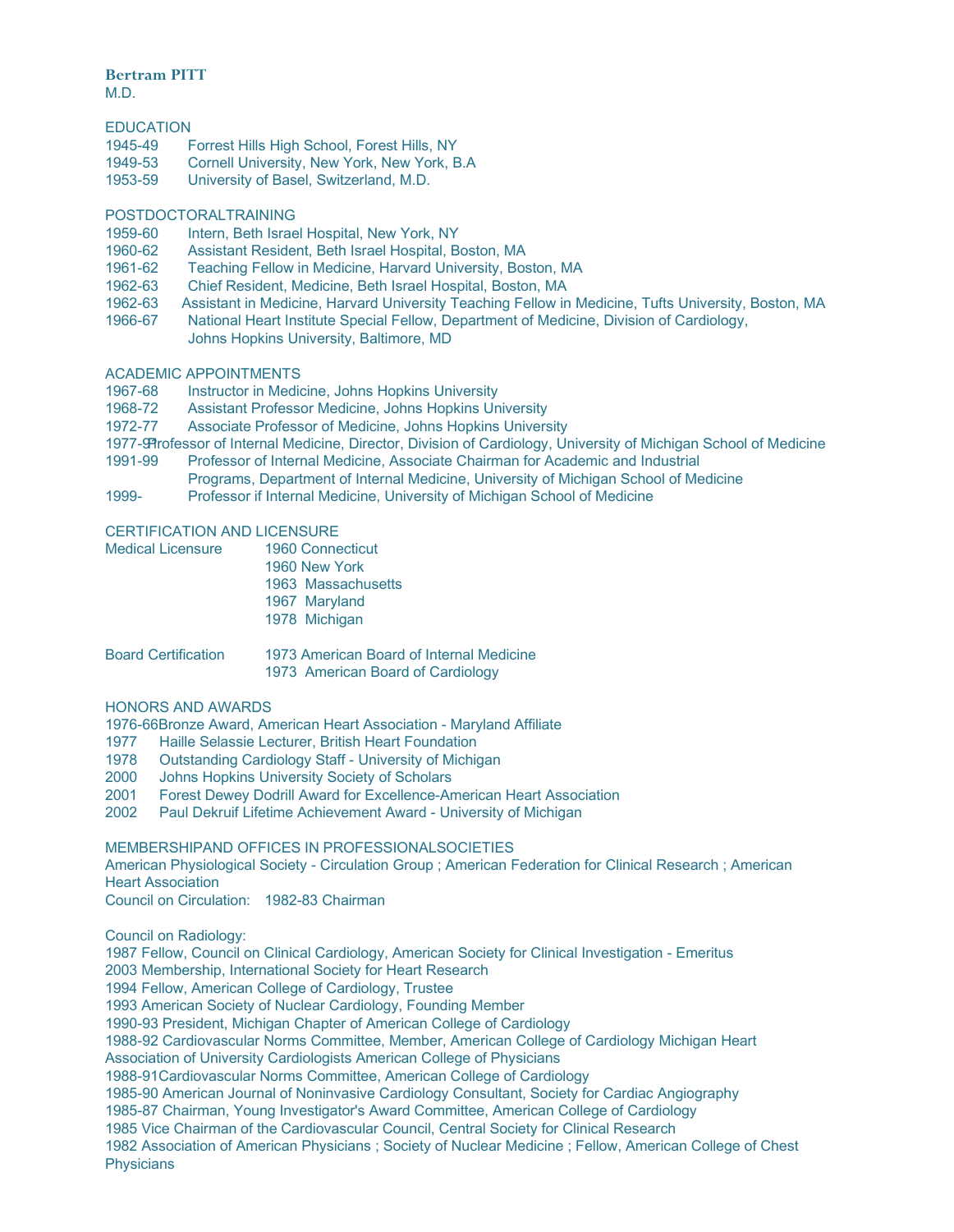**Bertram PITT**
M.D.

EDUCATION

1945-49 Forrest Hills High School, Forest Hills, NY
1949-53 Cornell University, New York, New York, B.A
1953-59 University of Basel, Switzerland, M.D.

POSTDOCTORALTRAINING

1959-60 Intern, Beth Israel Hospital, New York, NY
1960-62 Assistant Resident, Beth Israel Hospital, Boston, MA
1961-62 Teaching Fellow in Medicine, Harvard University, Boston, MA
1962-63 Chief Resident, Medicine, Beth Israel Hospital, Boston, MA
1962-63 Assistant in Medicine, Harvard University Teaching Fellow in Medicine, Tufts University, Boston, MA
1966-67 National Heart Institute Special Fellow, Department of Medicine, Division of Cardiology, Johns Hopkins University, Baltimore, MD

ACADEMIC APPOINTMENTS

1967-68 Instructor in Medicine, Johns Hopkins University
1968-72 Assistant Professor Medicine, Johns Hopkins University
1972-77 Associate Professor of Medicine, Johns Hopkins University
1977-91 Professor of Internal Medicine, Director, Division of Cardiology, University of Michigan School of Medicine
1991-99 Professor of Internal Medicine, Associate Chairman for Academic and Industrial Programs, Department of Internal Medicine, University of Michigan School of Medicine
1999- Professor if Internal Medicine, University of Michigan School of Medicine

CERTIFICATION AND LICENSURE

Medical Licensure
1960 Connecticut
1960 New York
1963 Massachusetts
1967 Maryland
1978 Michigan

Board Certification
1973 American Board of Internal Medicine
1973 American Board of Cardiology

HONORS AND AWARDS

1976-66 Bronze Award, American Heart Association - Maryland Affiliate
1977 Haille Selassie Lecturer, British Heart Foundation
1978 Outstanding Cardiology Staff - University of Michigan
2000 Johns Hopkins University Society of Scholars
2001 Forest Dewey Dodrill Award for Excellence-American Heart Association
2002 Paul Dekruif Lifetime Achievement Award - University of Michigan

MEMBERSHIPAND OFFICES IN PROFESSIONALSOCIETIES

American Physiological Society - Circulation Group ; American Federation for Clinical Research ; American Heart Association
Council on Circulation: 1982-83 Chairman

Council on Radiology:
1987 Fellow, Council on Clinical Cardiology, American Society for Clinical Investigation - Emeritus
2003 Membership, International Society for Heart Research
1994 Fellow, American College of Cardiology, Trustee
1993 American Society of Nuclear Cardiology, Founding Member
1990-93 President, Michigan Chapter of American College of Cardiology
1988-92 Cardiovascular Norms Committee, Member, American College of Cardiology Michigan Heart Association of University Cardiologists American College of Physicians
1988-91 Cardiovascular Norms Committee, American College of Cardiology
1985-90 American Journal of Noninvasive Cardiology Consultant, Society for Cardiac Angiography
1985-87 Chairman, Young Investigator's Award Committee, American College of Cardiology
1985 Vice Chairman of the Cardiovascular Council, Central Society for Clinical Research
1982 Association of American Physicians ; Society of Nuclear Medicine ; Fellow, American College of Chest Physicians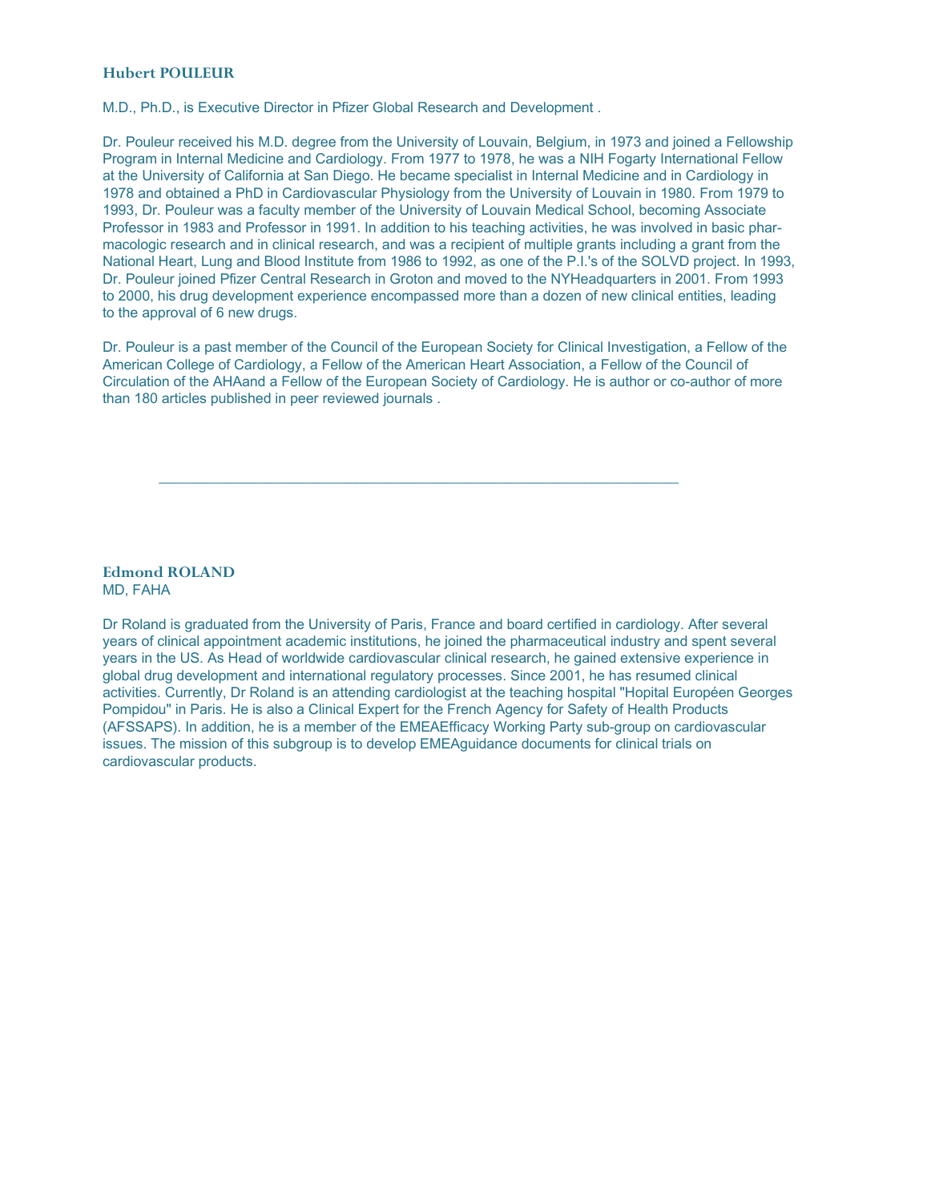## Hubert POULEUR

M.D., Ph.D., is Executive Director in Pfizer Global Research and Development .

Dr. Pouleur received his M.D. degree from the University of Louvain, Belgium, in 1973 and joined a Fellowship Program in Internal Medicine and Cardiology. From 1977 to 1978, he was a NIH Fogarty International Fellow at the University of California at San Diego. He became specialist in Internal Medicine and in Cardiology in 1978 and obtained a PhD in Cardiovascular Physiology from the University of Louvain in 1980. From 1979 to 1993, Dr. Pouleur was a faculty member of the University of Louvain Medical School, becoming Associate Professor in 1983 and Professor in 1991. In addition to his teaching activities, he was involved in basic pharmacologic research and in clinical research, and was a recipient of multiple grants including a grant from the National Heart, Lung and Blood Institute from 1986 to 1992, as one of the P.I.'s of the SOLVD project. In 1993, Dr. Pouleur joined Pfizer Central Research in Groton and moved to the NYHeadquarters in 2001. From 1993 to 2000, his drug development experience encompassed more than a dozen of new clinical entities, leading to the approval of 6 new drugs.

Dr. Pouleur is a past member of the Council of the European Society for Clinical Investigation, a Fellow of the American College of Cardiology, a Fellow of the American Heart Association, a Fellow of the Council of Circulation of the AHAand a Fellow of the European Society of Cardiology. He is author or co-author of more than 180 articles published in peer reviewed journals .

---

## Edmond ROLAND

MD, FAHA

Dr Roland is graduated from the University of Paris, France and board certified in cardiology. After several years of clinical appointment academic institutions, he joined the pharmaceutical industry and spent several years in the US. As Head of worldwide cardiovascular clinical research, he gained extensive experience in global drug development and international regulatory processes. Since 2001, he has resumed clinical activities. Currently, Dr Roland is an attending cardiologist at the teaching hospital "Hopital Européen Georges Pompidou" in Paris. He is also a Clinical Expert for the French Agency for Safety of Health Products (AFSSAPS). In addition, he is a member of the EMEAEfficacy Working Party sub-group on cardiovascular issues. The mission of this subgroup is to develop EMEAguidance documents for clinical trials on cardiovascular products.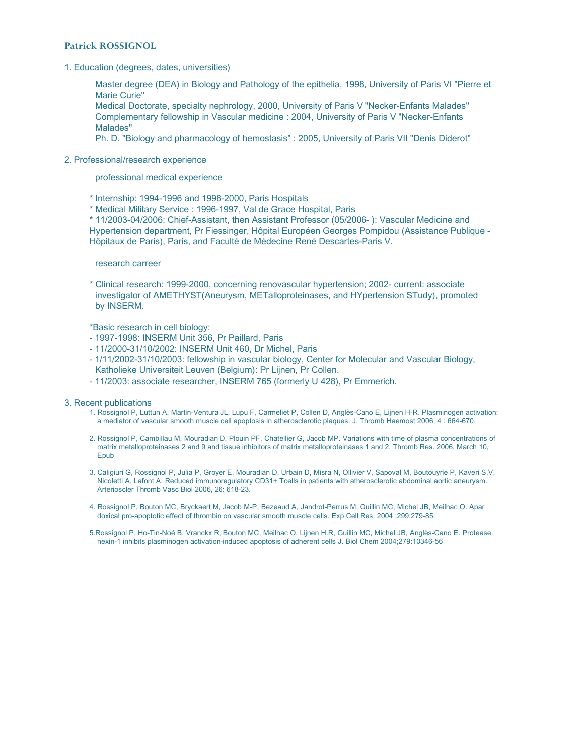**Patrick ROSSIGNOL**

1. Education (degrees, dates, universities)

   Master degree (DEA) in Biology and Pathology of the epithelia, 1998, University of Paris VI "Pierre et Marie Curie"
   Medical Doctorate, specialty nephrology, 2000, University of Paris V "Necker-Enfants Malades"
   Complementary fellowship in Vascular medicine : 2004, University of Paris V "Necker-Enfants Malades"
   Ph. D. "Biology and pharmacology of hemostasis" : 2005, University of Paris VII "Denis Diderot"

2. Professional/research experience

   professional medical experience

   * Internship: 1994-1996 and 1998-2000, Paris Hospitals
   * Medical Military Service : 1996-1997, Val de Grace Hospital, Paris
   * 11/2003-04/2006: Chief-Assistant, then Assistant Professor (05/2006- ): Vascular Medicine and Hypertension department, Pr Fiessinger, Hôpital Européen Georges Pompidou (Assistance Publique - Hôpitaux de Paris), Paris, and Faculté de Médecine René Descartes-Paris V.

   research carreer

   * Clinical research: 1999-2000, concerning renovascular hypertension; 2002- current: associate investigator of AMETHYST(Aneurysm, METalloproteinases, and HYpertension STudy), promoted by INSERM.

   *Basic research in cell biology:
   - 1997-1998: INSERM Unit 356, Pr Paillard, Paris
   - 11/2000-31/10/2002: INSERM Unit 460, Dr Michel, Paris
   - 1/11/2002-31/10/2003: fellowship in vascular biology, Center for Molecular and Vascular Biology, Katholieke Universiteit Leuven (Belgium): Pr Lijnen, Pr Collen.
   - 11/2003: associate researcher, INSERM 765 (formerly U 428), Pr Emmerich.

3. Recent publications

   1. Rossignol P, Luttun A, Martin-Ventura JL, Lupu F, Carmeliet P, Collen D, Anglès-Cano E, Lijnen H-R. Plasminogen activation: a mediator of vascular smooth muscle cell apoptosis in atherosclerotic plaques. J. Thromb Haemost 2006, 4 : 664-670.

   2. Rossignol P, Cambillau M, Mouradian D, Plouin PF, Chatellier G, Jacob MP. Variations with time of plasma concentrations of matrix metalloproteinases 2 and 9 and tissue inhibitors of matrix metalloproteinases 1 and 2. Thromb Res. 2006, March 10, Epub

   3. Caligiuri G, Rossignol P, Julia P, Groyer E, Mouradian D, Urbain D, Misra N, Ollivier V, Sapoval M, Boutouyrie P, Kaveri S.V, Nicoletti A, Lafont A. Reduced immunoregulatory CD31+ Tcells in patients with atherosclerotic abdominal aortic aneurysm. Arterioscler Thromb Vasc Biol 2006, 26: 618-23.

   4. Rossignol P, Bouton MC, Bryckaert M, Jacob M-P, Bezeaud A, Jandrot-Perrus M, Guillin MC, Michel JB, Meilhac O. Apar doxical pro-apoptotic effect of thrombin on vascular smooth muscle cells. Exp Cell Res. 2004 ;299:279-85.

   5. Rossignol P, Ho-Tin-Noé B, Vranckx R, Bouton MC, Meilhac O, Lijnen H.R, Guillin MC, Michel JB, Anglès-Cano E. Protease nexin-1 inhibits plasminogen activation-induced apoptosis of adherent cells J. Biol Chem 2004;279:10346-56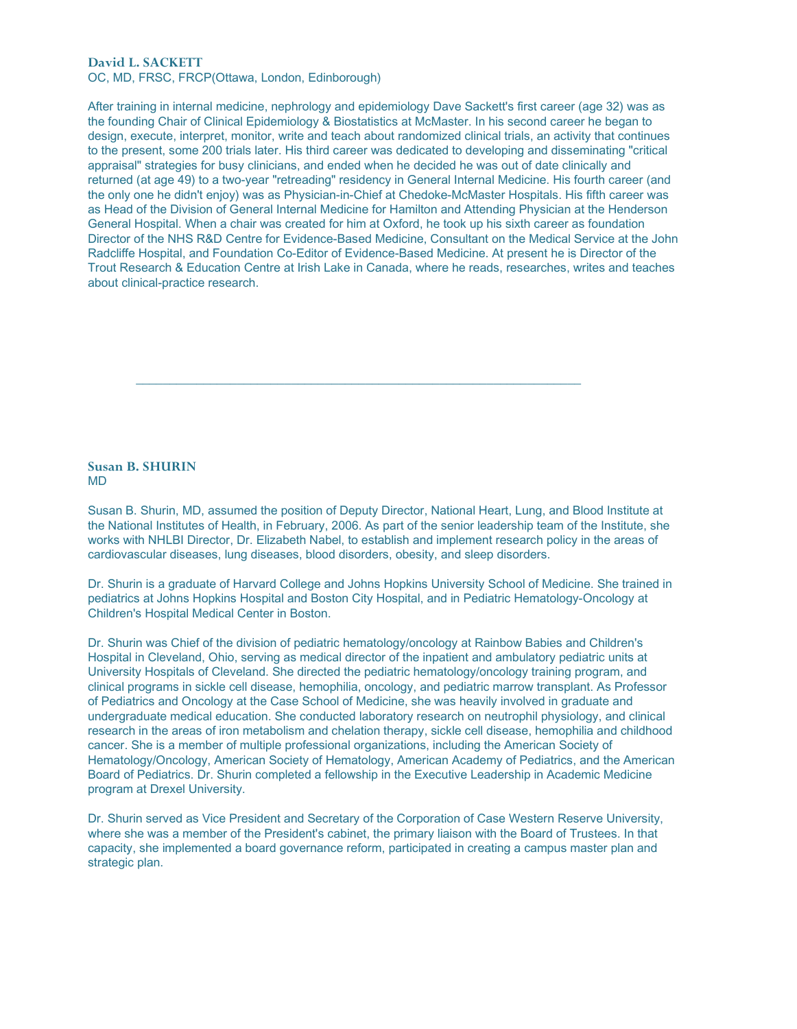## David L. SACKETT

OC, MD, FRSC, FRCP(Ottawa, London, Edinborough)

After training in internal medicine, nephrology and epidemiology Dave Sackett's first career (age 32) was as the founding Chair of Clinical Epidemiology & Biostatistics at McMaster. In his second career he began to design, execute, interpret, monitor, write and teach about randomized clinical trials, an activity that continues to the present, some 200 trials later. His third career was dedicated to developing and disseminating "critical appraisal" strategies for busy clinicians, and ended when he decided he was out of date clinically and returned (at age 49) to a two-year "retreading" residency in General Internal Medicine. His fourth career (and the only one he didn't enjoy) was as Physician-in-Chief at Chedoke-McMaster Hospitals. His fifth career was as Head of the Division of General Internal Medicine for Hamilton and Attending Physician at the Henderson General Hospital. When a chair was created for him at Oxford, he took up his sixth career as foundation Director of the NHS R&D Centre for Evidence-Based Medicine, Consultant on the Medical Service at the John Radcliffe Hospital, and Foundation Co-Editor of Evidence-Based Medicine. At present he is Director of the Trout Research & Education Centre at Irish Lake in Canada, where he reads, researches, writes and teaches about clinical-practice research.

---

## Susan B. SHURIN

MD

Susan B. Shurin, MD, assumed the position of Deputy Director, National Heart, Lung, and Blood Institute at the National Institutes of Health, in February, 2006. As part of the senior leadership team of the Institute, she works with NHLBI Director, Dr. Elizabeth Nabel, to establish and implement research policy in the areas of cardiovascular diseases, lung diseases, blood disorders, obesity, and sleep disorders.

Dr. Shurin is a graduate of Harvard College and Johns Hopkins University School of Medicine. She trained in pediatrics at Johns Hopkins Hospital and Boston City Hospital, and in Pediatric Hematology-Oncology at Children's Hospital Medical Center in Boston.

Dr. Shurin was Chief of the division of pediatric hematology/oncology at Rainbow Babies and Children's Hospital in Cleveland, Ohio, serving as medical director of the inpatient and ambulatory pediatric units at University Hospitals of Cleveland. She directed the pediatric hematology/oncology training program, and clinical programs in sickle cell disease, hemophilia, oncology, and pediatric marrow transplant. As Professor of Pediatrics and Oncology at the Case School of Medicine, she was heavily involved in graduate and undergraduate medical education. She conducted laboratory research on neutrophil physiology, and clinical research in the areas of iron metabolism and chelation therapy, sickle cell disease, hemophilia and childhood cancer. She is a member of multiple professional organizations, including the American Society of Hematology/Oncology, American Society of Hematology, American Academy of Pediatrics, and the American Board of Pediatrics. Dr. Shurin completed a fellowship in the Executive Leadership in Academic Medicine program at Drexel University.

Dr. Shurin served as Vice President and Secretary of the Corporation of Case Western Reserve University, where she was a member of the President's cabinet, the primary liaison with the Board of Trustees. In that capacity, she implemented a board governance reform, participated in creating a campus master plan and strategic plan.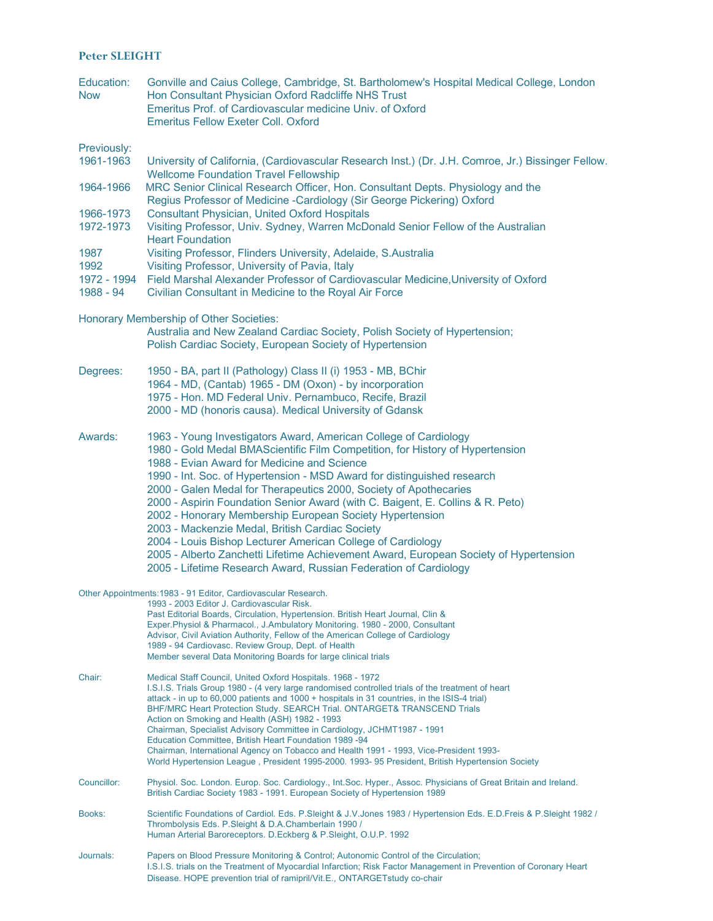## Peter SLEIGHT

| | |
|---|---|
| Education: | Gonville and Caius College, Cambridge, St. Bartholomew's Hospital Medical College, London |
| Now | Hon Consultant Physician Oxford Radcliffe NHS Trust<br>Emeritus Prof. of Cardiovascular medicine Univ. of Oxford<br>Emeritus Fellow Exeter Coll. Oxford |

Previously:

| | |
|---|---|
| 1961-1963 | University of California, (Cardiovascular Research Inst.) (Dr. J.H. Comroe, Jr.) Bissinger Fellow. Wellcome Foundation Travel Fellowship |
| 1964-1966 | MRC Senior Clinical Research Officer, Hon. Consultant Depts. Physiology and the Regius Professor of Medicine -Cardiology (Sir George Pickering) Oxford |
| 1966-1973 | Consultant Physician, United Oxford Hospitals |
| 1972-1973 | Visiting Professor, Univ. Sydney, Warren McDonald Senior Fellow of the Australian Heart Foundation |
| 1987 | Visiting Professor, Flinders University, Adelaide, S.Australia |
| 1992 | Visiting Professor, University of Pavia, Italy |
| 1972 - 1994 | Field Marshal Alexander Professor of Cardiovascular Medicine,University of Oxford |
| 1988 - 94 | Civilian Consultant in Medicine to the Royal Air Force |

Honorary Membership of Other Societies:
Australia and New Zealand Cardiac Society, Polish Society of Hypertension;
Polish Cardiac Society, European Society of Hypertension

Degrees:
1950 - BA, part II (Pathology) Class II (i) 1953 - MB, BChir
1964 - MD, (Cantab) 1965 - DM (Oxon) - by incorporation
1975 - Hon. MD Federal Univ. Pernambuco, Recife, Brazil
2000 - MD (honoris causa). Medical University of Gdansk

Awards:
1963 - Young Investigators Award, American College of Cardiology
1980 - Gold Medal BMAScientific Film Competition, for History of Hypertension
1988 - Evian Award for Medicine and Science
1990 - Int. Soc. of Hypertension - MSD Award for distinguished research
2000 - Galen Medal for Therapeutics 2000, Society of Apothecaries
2000 - Aspirin Foundation Senior Award (with C. Baigent, E. Collins & R. Peto)
2002 - Honorary Membership European Society Hypertension
2003 - Mackenzie Medal, British Cardiac Society
2004 - Louis Bishop Lecturer American College of Cardiology
2005 - Alberto Zanchetti Lifetime Achievement Award, European Society of Hypertension
2005 - Lifetime Research Award, Russian Federation of Cardiology

Other Appointments: 1983 - 91 Editor, Cardiovascular Research.
1993 - 2003 Editor J. Cardiovascular Risk.
Past Editorial Boards, Circulation, Hypertension. British Heart Journal, Clin & Exper.Physiol & Pharmacol., J.Ambulatory Monitoring. 1980 - 2000, Consultant Advisor, Civil Aviation Authority, Fellow of the American College of Cardiology
1989 - 94 Cardiovasc. Review Group, Dept. of Health
Member several Data Monitoring Boards for large clinical trials

Chair:
Medical Staff Council, United Oxford Hospitals. 1968 - 1972
I.S.I.S. Trials Group 1980 - (4 very large randomised controlled trials of the treatment of heart attack - in up to 60,000 patients and 1000 + hospitals in 31 countries, in the ISIS-4 trial)
BHF/MRC Heart Protection Study. SEARCH Trial. ONTARGET& TRANSCEND Trials
Action on Smoking and Health (ASH) 1982 - 1993
Chairman, Specialist Advisory Committee in Cardiology, JCHMT1987 - 1991
Education Committee, British Heart Foundation 1989 -94
Chairman, International Agency on Tobacco and Health 1991 - 1993, Vice-President 1993-
World Hypertension League , President 1995-2000. 1993- 95 President, British Hypertension Society

Councillor:
Physiol. Soc. London. Europ. Soc. Cardiology., Int.Soc. Hyper., Assoc. Physicians of Great Britain and Ireland.
British Cardiac Society 1983 - 1991. European Society of Hypertension 1989

Books:
Scientific Foundations of Cardiol. Eds. P.Sleight & J.V.Jones 1983 / Hypertension Eds. E.D.Freis & P.Sleight 1982 /
Thrombolysis Eds. P.Sleight & D.A.Chamberlain 1990 /
Human Arterial Baroreceptors. D.Eckberg & P.Sleight, O.U.P. 1992

Journals:
Papers on Blood Pressure Monitoring & Control; Autonomic Control of the Circulation;
I.S.I.S. trials on the Treatment of Myocardial Infarction; Risk Factor Management in Prevention of Coronary Heart Disease. HOPE prevention trial of ramipril/Vit.E., ONTARGETstudy co-chair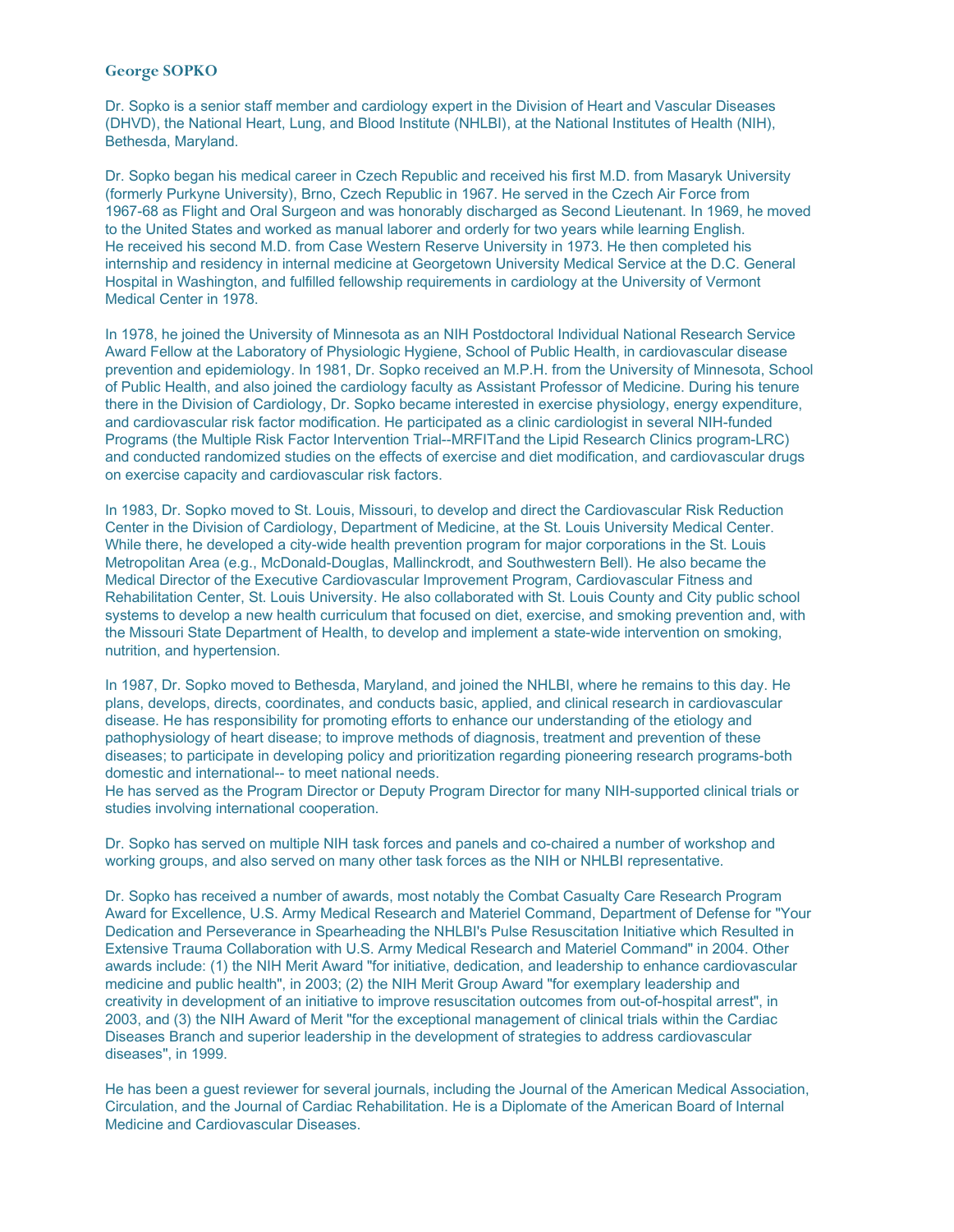## George SOPKO

Dr. Sopko is a senior staff member and cardiology expert in the Division of Heart and Vascular Diseases (DHVD), the National Heart, Lung, and Blood Institute (NHLBI), at the National Institutes of Health (NIH), Bethesda, Maryland.

Dr. Sopko began his medical career in Czech Republic and received his first M.D. from Masaryk University (formerly Purkyne University), Brno, Czech Republic in 1967. He served in the Czech Air Force from 1967-68 as Flight and Oral Surgeon and was honorably discharged as Second Lieutenant. In 1969, he moved to the United States and worked as manual laborer and orderly for two years while learning English. He received his second M.D. from Case Western Reserve University in 1973. He then completed his internship and residency in internal medicine at Georgetown University Medical Service at the D.C. General Hospital in Washington, and fulfilled fellowship requirements in cardiology at the University of Vermont Medical Center in 1978.

In 1978, he joined the University of Minnesota as an NIH Postdoctoral Individual National Research Service Award Fellow at the Laboratory of Physiologic Hygiene, School of Public Health, in cardiovascular disease prevention and epidemiology. In 1981, Dr. Sopko received an M.P.H. from the University of Minnesota, School of Public Health, and also joined the cardiology faculty as Assistant Professor of Medicine. During his tenure there in the Division of Cardiology, Dr. Sopko became interested in exercise physiology, energy expenditure, and cardiovascular risk factor modification. He participated as a clinic cardiologist in several NIH-funded Programs (the Multiple Risk Factor Intervention Trial--MRFITand the Lipid Research Clinics program-LRC) and conducted randomized studies on the effects of exercise and diet modification, and cardiovascular drugs on exercise capacity and cardiovascular risk factors.

In 1983, Dr. Sopko moved to St. Louis, Missouri, to develop and direct the Cardiovascular Risk Reduction Center in the Division of Cardiology, Department of Medicine, at the St. Louis University Medical Center. While there, he developed a city-wide health prevention program for major corporations in the St. Louis Metropolitan Area (e.g., McDonald-Douglas, Mallinckrodt, and Southwestern Bell). He also became the Medical Director of the Executive Cardiovascular Improvement Program, Cardiovascular Fitness and Rehabilitation Center, St. Louis University. He also collaborated with St. Louis County and City public school systems to develop a new health curriculum that focused on diet, exercise, and smoking prevention and, with the Missouri State Department of Health, to develop and implement a state-wide intervention on smoking, nutrition, and hypertension.

In 1987, Dr. Sopko moved to Bethesda, Maryland, and joined the NHLBI, where he remains to this day. He plans, develops, directs, coordinates, and conducts basic, applied, and clinical research in cardiovascular disease. He has responsibility for promoting efforts to enhance our understanding of the etiology and pathophysiology of heart disease; to improve methods of diagnosis, treatment and prevention of these diseases; to participate in developing policy and prioritization regarding pioneering research programs-both domestic and international-- to meet national needs.
He has served as the Program Director or Deputy Program Director for many NIH-supported clinical trials or studies involving international cooperation.

Dr. Sopko has served on multiple NIH task forces and panels and co-chaired a number of workshop and working groups, and also served on many other task forces as the NIH or NHLBI representative.

Dr. Sopko has received a number of awards, most notably the Combat Casualty Care Research Program Award for Excellence, U.S. Army Medical Research and Materiel Command, Department of Defense for "Your Dedication and Perseverance in Spearheading the NHLBI's Pulse Resuscitation Initiative which Resulted in Extensive Trauma Collaboration with U.S. Army Medical Research and Materiel Command" in 2004. Other awards include: (1) the NIH Merit Award "for initiative, dedication, and leadership to enhance cardiovascular medicine and public health", in 2003; (2) the NIH Merit Group Award "for exemplary leadership and creativity in development of an initiative to improve resuscitation outcomes from out-of-hospital arrest", in 2003, and (3) the NIH Award of Merit "for the exceptional management of clinical trials within the Cardiac Diseases Branch and superior leadership in the development of strategies to address cardiovascular diseases", in 1999.

He has been a guest reviewer for several journals, including the Journal of the American Medical Association, Circulation, and the Journal of Cardiac Rehabilitation. He is a Diplomate of the American Board of Internal Medicine and Cardiovascular Diseases.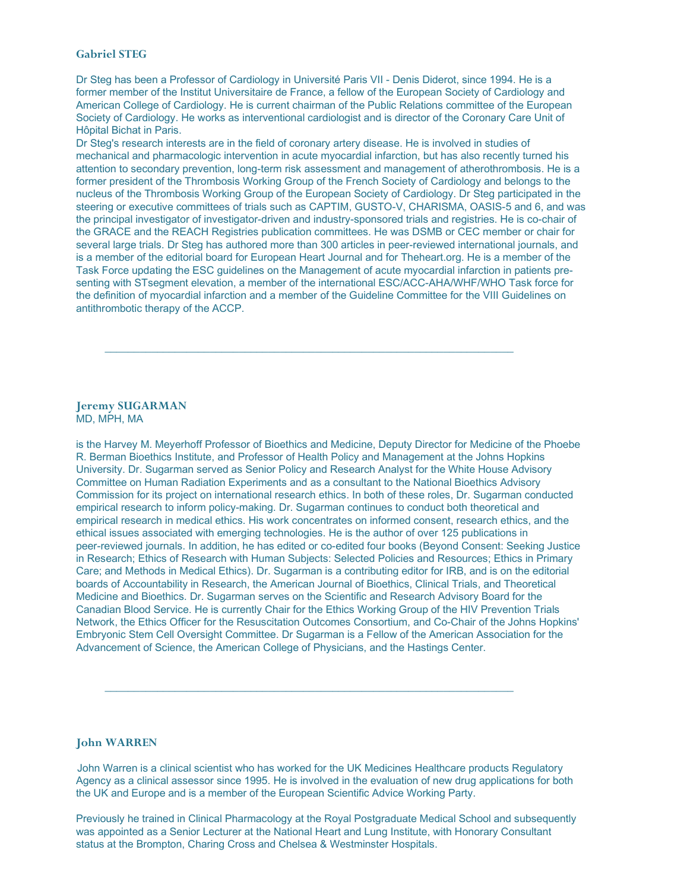### Gabriel STEG

Dr Steg has been a Professor of Cardiology in Université Paris VII - Denis Diderot, since 1994. He is a former member of the Institut Universitaire de France, a fellow of the European Society of Cardiology and American College of Cardiology. He is current chairman of the Public Relations committee of the European Society of Cardiology. He works as interventional cardiologist and is director of the Coronary Care Unit of Hôpital Bichat in Paris.
Dr Steg's research interests are in the field of coronary artery disease. He is involved in studies of mechanical and pharmacologic intervention in acute myocardial infarction, but has also recently turned his attention to secondary prevention, long-term risk assessment and management of atherothrombosis. He is a former president of the Thrombosis Working Group of the French Society of Cardiology and belongs to the nucleus of the Thrombosis Working Group of the European Society of Cardiology. Dr Steg participated in the steering or executive committees of trials such as CAPTIM, GUSTO-V, CHARISMA, OASIS-5 and 6, and was the principal investigator of investigator-driven and industry-sponsored trials and registries. He is co-chair of the GRACE and the REACH Registries publication committees. He was DSMB or CEC member or chair for several large trials. Dr Steg has authored more than 300 articles in peer-reviewed international journals, and is a member of the editorial board for European Heart Journal and for Theheart.org. He is a member of the Task Force updating the ESC guidelines on the Management of acute myocardial infarction in patients presenting with STsegment elevation, a member of the international ESC/ACC-AHA/WHF/WHO Task force for the definition of myocardial infarction and a member of the Guideline Committee for the VIII Guidelines on antithrombotic therapy of the ACCP.

---

### Jeremy SUGARMAN
MD, MPH, MA

is the Harvey M. Meyerhoff Professor of Bioethics and Medicine, Deputy Director for Medicine of the Phoebe R. Berman Bioethics Institute, and Professor of Health Policy and Management at the Johns Hopkins University. Dr. Sugarman served as Senior Policy and Research Analyst for the White House Advisory Committee on Human Radiation Experiments and as a consultant to the National Bioethics Advisory Commission for its project on international research ethics. In both of these roles, Dr. Sugarman conducted empirical research to inform policy-making. Dr. Sugarman continues to conduct both theoretical and empirical research in medical ethics. His work concentrates on informed consent, research ethics, and the ethical issues associated with emerging technologies. He is the author of over 125 publications in peer-reviewed journals. In addition, he has edited or co-edited four books (Beyond Consent: Seeking Justice in Research; Ethics of Research with Human Subjects: Selected Policies and Resources; Ethics in Primary Care; and Methods in Medical Ethics). Dr. Sugarman is a contributing editor for IRB, and is on the editorial boards of Accountability in Research, the American Journal of Bioethics, Clinical Trials, and Theoretical Medicine and Bioethics. Dr. Sugarman serves on the Scientific and Research Advisory Board for the Canadian Blood Service. He is currently Chair for the Ethics Working Group of the HIV Prevention Trials Network, the Ethics Officer for the Resuscitation Outcomes Consortium, and Co-Chair of the Johns Hopkins' Embryonic Stem Cell Oversight Committee. Dr Sugarman is a Fellow of the American Association for the Advancement of Science, the American College of Physicians, and the Hastings Center.

---

### John WARREN

John Warren is a clinical scientist who has worked for the UK Medicines Healthcare products Regulatory Agency as a clinical assessor since 1995. He is involved in the evaluation of new drug applications for both the UK and Europe and is a member of the European Scientific Advice Working Party.

Previously he trained in Clinical Pharmacology at the Royal Postgraduate Medical School and subsequently was appointed as a Senior Lecturer at the National Heart and Lung Institute, with Honorary Consultant status at the Brompton, Charing Cross and Chelsea & Westminster Hospitals.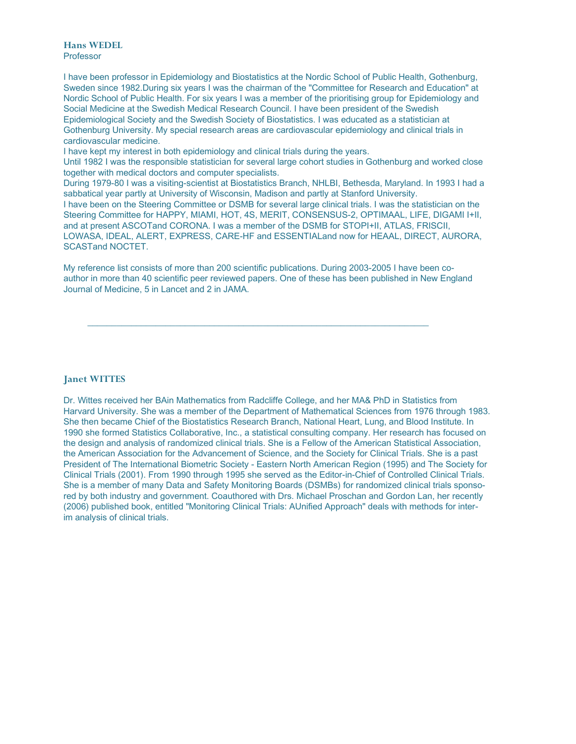**Hans WEDEL**
Professor

I have been professor in Epidemiology and Biostatistics at the Nordic School of Public Health, Gothenburg, Sweden since 1982.During six years I was the chairman of the "Committee for Research and Education" at Nordic School of Public Health. For six years I was a member of the prioritising group for Epidemiology and Social Medicine at the Swedish Medical Research Council. I have been president of the Swedish Epidemiological Society and the Swedish Society of Biostatistics. I was educated as a statistician at Gothenburg University. My special research areas are cardiovascular epidemiology and clinical trials in cardiovascular medicine.
I have kept my interest in both epidemiology and clinical trials during the years.
Until 1982 I was the responsible statistician for several large cohort studies in Gothenburg and worked close together with medical doctors and computer specialists.
During 1979-80 I was a visiting-scientist at Biostatistics Branch, NHLBI, Bethesda, Maryland. In 1993 I had a sabbatical year partly at University of Wisconsin, Madison and partly at Stanford University.
I have been on the Steering Committee or DSMB for several large clinical trials. I was the statistician on the Steering Committee for HAPPY, MIAMI, HOT, 4S, MERIT, CONSENSUS-2, OPTIMAAL, LIFE, DIGAMI I+II, and at present ASCOTand CORONA. I was a member of the DSMB for STOPI+II, ATLAS, FRISCII, LOWASA, IDEAL, ALERT, EXPRESS, CARE-HF and ESSENTIALand now for HEAAL, DIRECT, AURORA, SCASTand NOCTET.

My reference list consists of more than 200 scientific publications. During 2003-2005 I have been co-author in more than 40 scientific peer reviewed papers. One of these has been published in New England Journal of Medicine, 5 in Lancet and 2 in JAMA.

---

**Janet WITTES**

Dr. Wittes received her BAin Mathematics from Radcliffe College, and her MA& PhD in Statistics from Harvard University. She was a member of the Department of Mathematical Sciences from 1976 through 1983. She then became Chief of the Biostatistics Research Branch, National Heart, Lung, and Blood Institute. In 1990 she formed Statistics Collaborative, Inc., a statistical consulting company. Her research has focused on the design and analysis of randomized clinical trials. She is a Fellow of the American Statistical Association, the American Association for the Advancement of Science, and the Society for Clinical Trials. She is a past President of The International Biometric Society - Eastern North American Region (1995) and The Society for Clinical Trials (2001). From 1990 through 1995 she served as the Editor-in-Chief of Controlled Clinical Trials. She is a member of many Data and Safety Monitoring Boards (DSMBs) for randomized clinical trials sponsored by both industry and government. Coauthored with Drs. Michael Proschan and Gordon Lan, her recently (2006) published book, entitled "Monitoring Clinical Trials: AUnified Approach" deals with methods for interim analysis of clinical trials.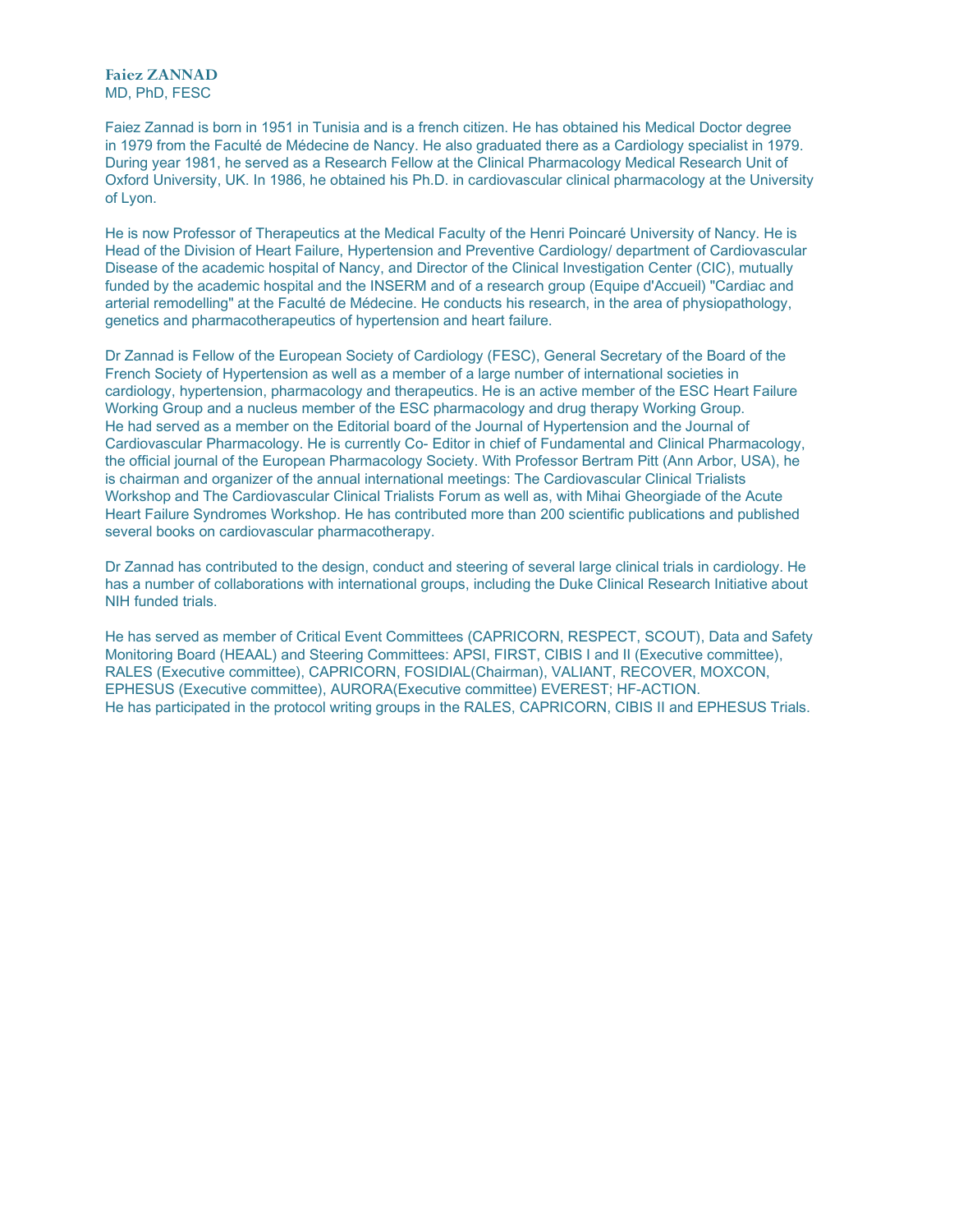**Faiez ZANNAD**
MD, PhD, FESC

Faiez Zannad is born in 1951 in Tunisia and is a french citizen. He has obtained his Medical Doctor degree in 1979 from the Faculté de Médecine de Nancy. He also graduated there as a Cardiology specialist in 1979. During year 1981, he served as a Research Fellow at the Clinical Pharmacology Medical Research Unit of Oxford University, UK. In 1986, he obtained his Ph.D. in cardiovascular clinical pharmacology at the University of Lyon.

He is now Professor of Therapeutics at the Medical Faculty of the Henri Poincaré University of Nancy. He is Head of the Division of Heart Failure, Hypertension and Preventive Cardiology/ department of Cardiovascular Disease of the academic hospital of Nancy, and Director of the Clinical Investigation Center (CIC), mutually funded by the academic hospital and the INSERM and of a research group (Equipe d'Accueil) "Cardiac and arterial remodelling" at the Faculté de Médecine. He conducts his research, in the area of physiopathology, genetics and pharmacotherapeutics of hypertension and heart failure.

Dr Zannad is Fellow of the European Society of Cardiology (FESC), General Secretary of the Board of the French Society of Hypertension as well as a member of a large number of international societies in cardiology, hypertension, pharmacology and therapeutics. He is an active member of the ESC Heart Failure Working Group and a nucleus member of the ESC pharmacology and drug therapy Working Group.
He had served as a member on the Editorial board of the Journal of Hypertension and the Journal of Cardiovascular Pharmacology. He is currently Co- Editor in chief of Fundamental and Clinical Pharmacology, the official journal of the European Pharmacology Society. With Professor Bertram Pitt (Ann Arbor, USA), he is chairman and organizer of the annual international meetings: The Cardiovascular Clinical Trialists Workshop and The Cardiovascular Clinical Trialists Forum as well as, with Mihai Gheorgiade of the Acute Heart Failure Syndromes Workshop. He has contributed more than 200 scientific publications and published several books on cardiovascular pharmacotherapy.

Dr Zannad has contributed to the design, conduct and steering of several large clinical trials in cardiology. He has a number of collaborations with international groups, including the Duke Clinical Research Initiative about NIH funded trials.

He has served as member of Critical Event Committees (CAPRICORN, RESPECT, SCOUT), Data and Safety Monitoring Board (HEAAL) and Steering Committees: APSI, FIRST, CIBIS I and II (Executive committee), RALES (Executive committee), CAPRICORN, FOSIDIAL(Chairman), VALIANT, RECOVER, MOXCON, EPHESUS (Executive committee), AURORA(Executive committee) EVEREST; HF-ACTION.
He has participated in the protocol writing groups in the RALES, CAPRICORN, CIBIS II and EPHESUS Trials.